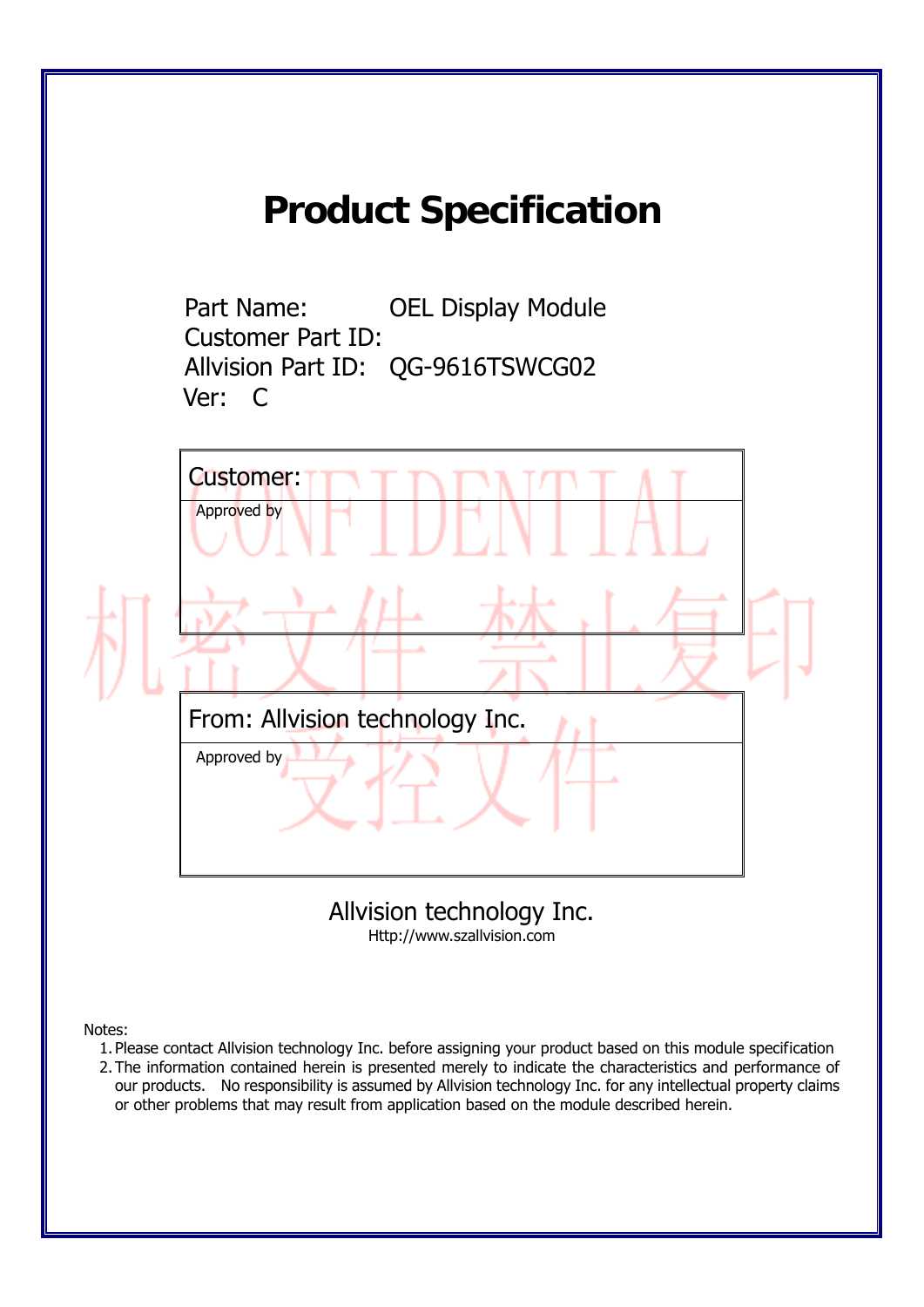# Product Specification

Part Name: OEL Display Module
Customer Part ID:
Allvision Part ID: QG-9616TSWCG02
Ver: C

| Customer: |
| --- |
| Approved by |

| From: Allvision technology Inc. |
| --- |
| Approved by |

Allvision technology Inc.
Http://www.szallvision.com

Notes:

1. Please contact Allvision technology Inc. before assigning your product based on this module specification
2. The information contained herein is presented merely to indicate the characteristics and performance of our products. No responsibility is assumed by Allvision technology Inc. for any intellectual property claims or other problems that may result from application based on the module described herein.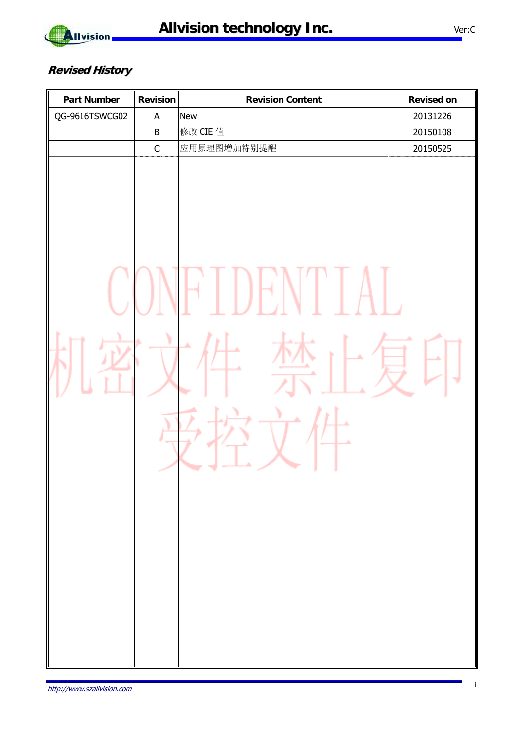## *Revised History*

| Part Number | Revision | Revision Content | Revised on |
|---|---|---|---|
| QG-9616TSWCG02 | A | New | 20131226 |
| | B | 修改 CIE 值 | 20150108 |
| | C | 应用原理图增加特别提醒 | 20150525 |

CONFIDENTIAL

机密文件 禁止复印

受控文件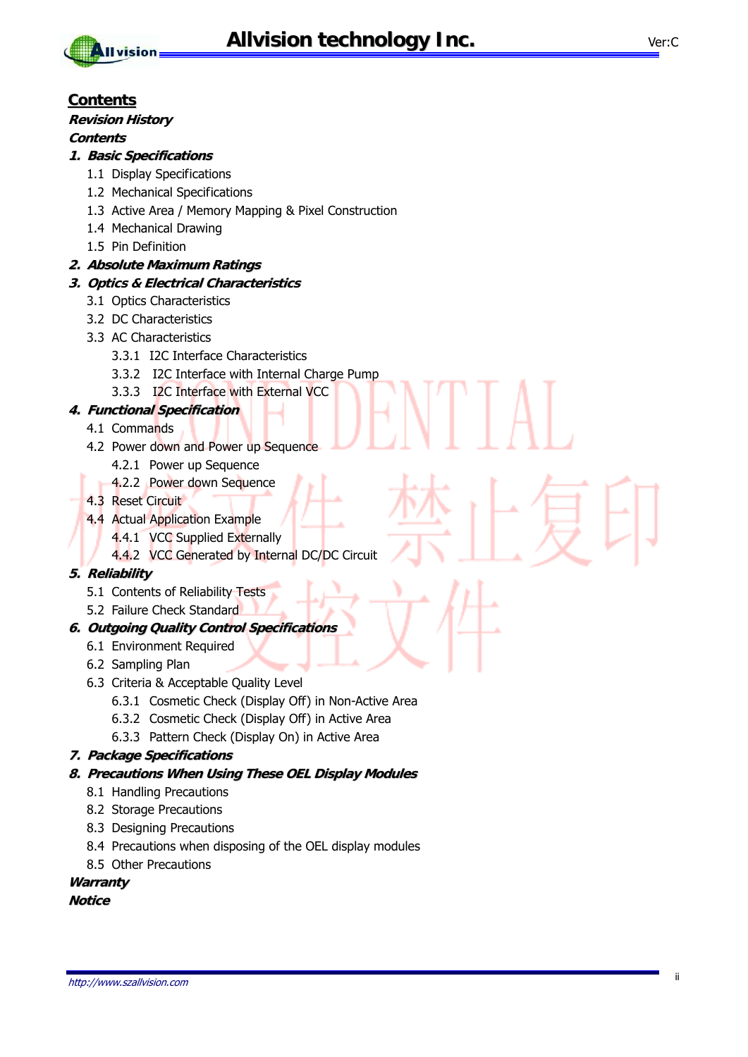# Contents

***Revision History***

***Contents***

***1. Basic Specifications***

- 1.1 Display Specifications
- 1.2 Mechanical Specifications
- 1.3 Active Area / Memory Mapping & Pixel Construction
- 1.4 Mechanical Drawing
- 1.5 Pin Definition

***2. Absolute Maximum Ratings***

***3. Optics & Electrical Characteristics***

- 3.1 Optics Characteristics
- 3.2 DC Characteristics
- 3.3 AC Characteristics
  - 3.3.1 I2C Interface Characteristics
  - 3.3.2 I2C Interface with Internal Charge Pump
  - 3.3.3 I2C Interface with External VCC

***4. Functional Specification***

- 4.1 Commands
- 4.2 Power down and Power up Sequence
  - 4.2.1 Power up Sequence
  - 4.2.2 Power down Sequence
- 4.3 Reset Circuit
- 4.4 Actual Application Example
  - 4.4.1 VCC Supplied Externally
  - 4.4.2 VCC Generated by Internal DC/DC Circuit

***5. Reliability***

- 5.1 Contents of Reliability Tests
- 5.2 Failure Check Standard

***6. Outgoing Quality Control Specifications***

- 6.1 Environment Required
- 6.2 Sampling Plan
- 6.3 Criteria & Acceptable Quality Level
  - 6.3.1 Cosmetic Check (Display Off) in Non-Active Area
  - 6.3.2 Cosmetic Check (Display Off) in Active Area
  - 6.3.3 Pattern Check (Display On) in Active Area

***7. Package Specifications***

***8. Precautions When Using These OEL Display Modules***

- 8.1 Handling Precautions
- 8.2 Storage Precautions
- 8.3 Designing Precautions
- 8.4 Precautions when disposing of the OEL display modules
- 8.5 Other Precautions

***Warranty***

***Notice***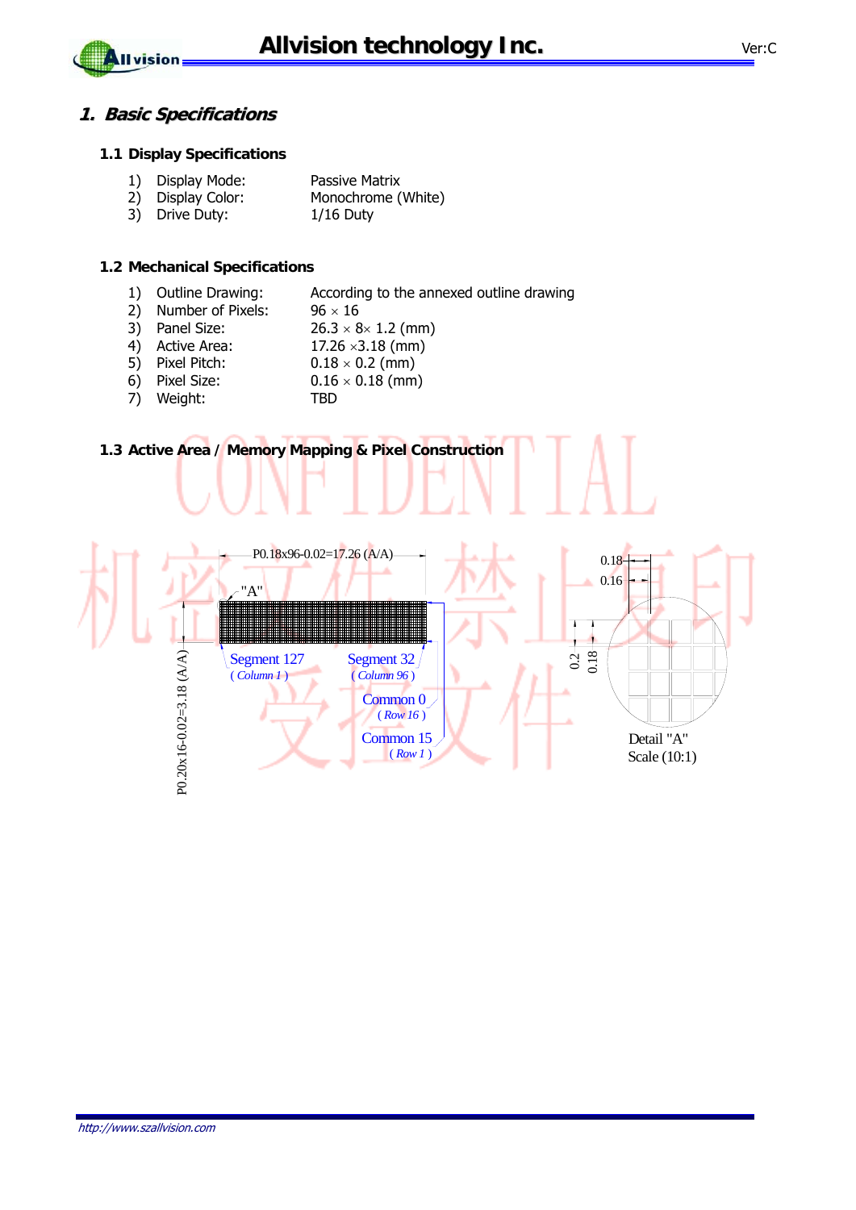# 1. Basic Specifications

## 1.1 Display Specifications

1) Display Mode: Passive Matrix
2) Display Color: Monochrome (White)
3) Drive Duty: 1/16 Duty

## 1.2 Mechanical Specifications

1) Outline Drawing: According to the annexed outline drawing
2) Number of Pixels: 96 × 16
3) Panel Size: 26.3 × 8× 1.2 (mm)
4) Active Area: 17.26 ×3.18 (mm)
5) Pixel Pitch: 0.18 × 0.2 (mm)
6) Pixel Size: 0.16 × 0.18 (mm)
7) Weight: TBD

## 1.3 Active Area / Memory Mapping & Pixel Construction

P0.18x96-0.02=17.26 (A/A)

P0.20x16-0.02=3.18 (A/A)

"A"

Segment 127 (Column 1)

Segment 32 (Column 96)

Common 0 (Row 16)

Common 15 (Row 1)

0.18, 0.16, 0.2, 0.18

Detail "A"
Scale (10:1)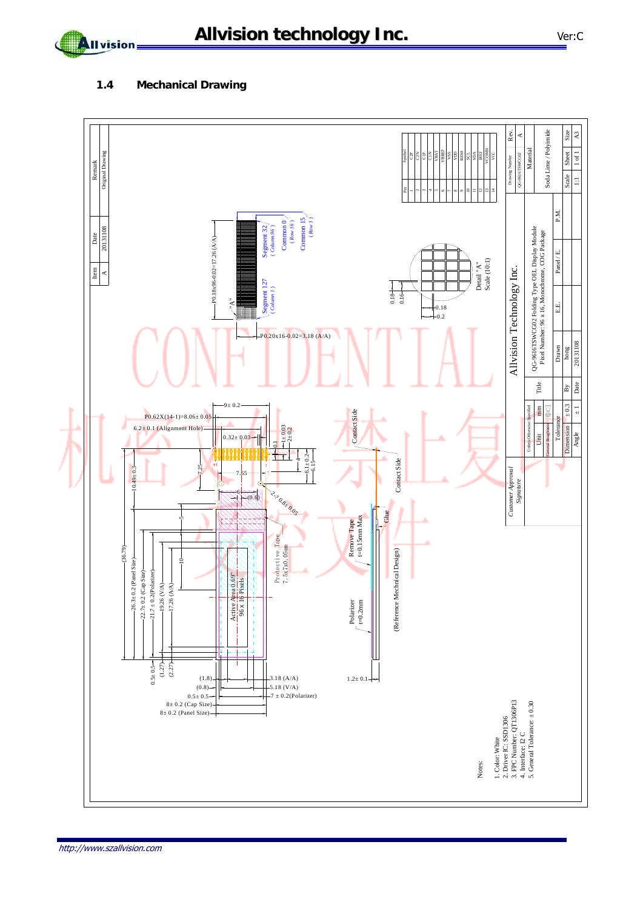## 1.4 Mechanical Drawing

| Item | Date | Remark |
|---|---|---|
| A | 20131108 | Original Drawing |

| Pin | Symbol |
|---|---|
| 1 | C2P |
| 2 | C2N |
| 3 | C1P |
| 4 | C1N |
| 5 | VBAT |
| 6 | VBREF |
| 7 | VSS |
| 8 | VDD |
| 9 | RES# |
| 10 | SCL |
| 11 | SDA |
| 12 | IREF |
| 13 | VCOMH |
| 14 | VCC |

P0.18x96-0.02=17.26 (A/A)

Segment 32 (Column 96)

Common 0 (Row 16)

Common 15 (Row 1)

"A"

Segment 127 (Column 1)

P0.20x16-0.02=3.18 (A/A)

Detail "A" Scale (10:1)

0.18 / 0.16 / 0.18 / 0.2

P0.62X(14-1)=8.06± 0.05

6.2± 0.1 (Alignment Hole)

9± 0.2

0.32± 0.03

0.1± 0.03

2± 0.2

4

6.1± 0.2

6.15

7.25

7.55

10.49± 0.3

6

(0.8)

2-? 0.8± 0.05

Contact Side

Protective Tape 7.5x7x0.05mm

Remove Tape t=0.15mm Max

Glue

Active Area 0.69" 96 x 16 Pixels

Polarizer t=0.2mm

(Reference Mechnical Design)

5

10

(36.79)

26.3± 0.2 (Panel Size)

22.7± 0.2 (Cap Size)

21.7 ± 0.2(Polarizer)

19.26 (V/A)

17.26 (A/A)

0.5± 0.5

(1.27)

(2.27)

(1.8)

(0.8)

0.5± 0.5

8± 0.2 (Cap Size)

8± 0.2 (Panel Size)

3.18 (A/A)

5.18 (V/A)

7 ± 0.2(Polarizer)

1.2± 0.1

Notes:

1. Color: White
2. Driver IC: SSD1306
3. FPC Number: QT1306P13
4. Interface: I2 C
5. General Tolerance: ±0.30

Customer Approval Signature

Unless Otherwise Specified

| Unit | mm |
|---|---|
| General Roughness | |
| Tolerance | |
| Dimension | ± 0.3 |
| Angle | ± 1 |

Allvision Technology Inc.

Title: QG-9616TSWCG02 Folding Type OEL Display Module Pixel Number: 96 x 16, Monochrome, COG Package

| By | Drawn | E.E. | Panel / E. | P.M. |
|---|---|---|---|---|
| | hong | | | |
| Date | 20131108 | | | |

Drawing Number: QG-9616TSWCG02

Rev.: A

Material: Soda Lime / Polyimide

| Scale | Sheet | Size |
|---|---|---|
| 1:1 | 1 of 1 | A3 |

CONFIDENTIAL

机密文件 禁止复印

机密文件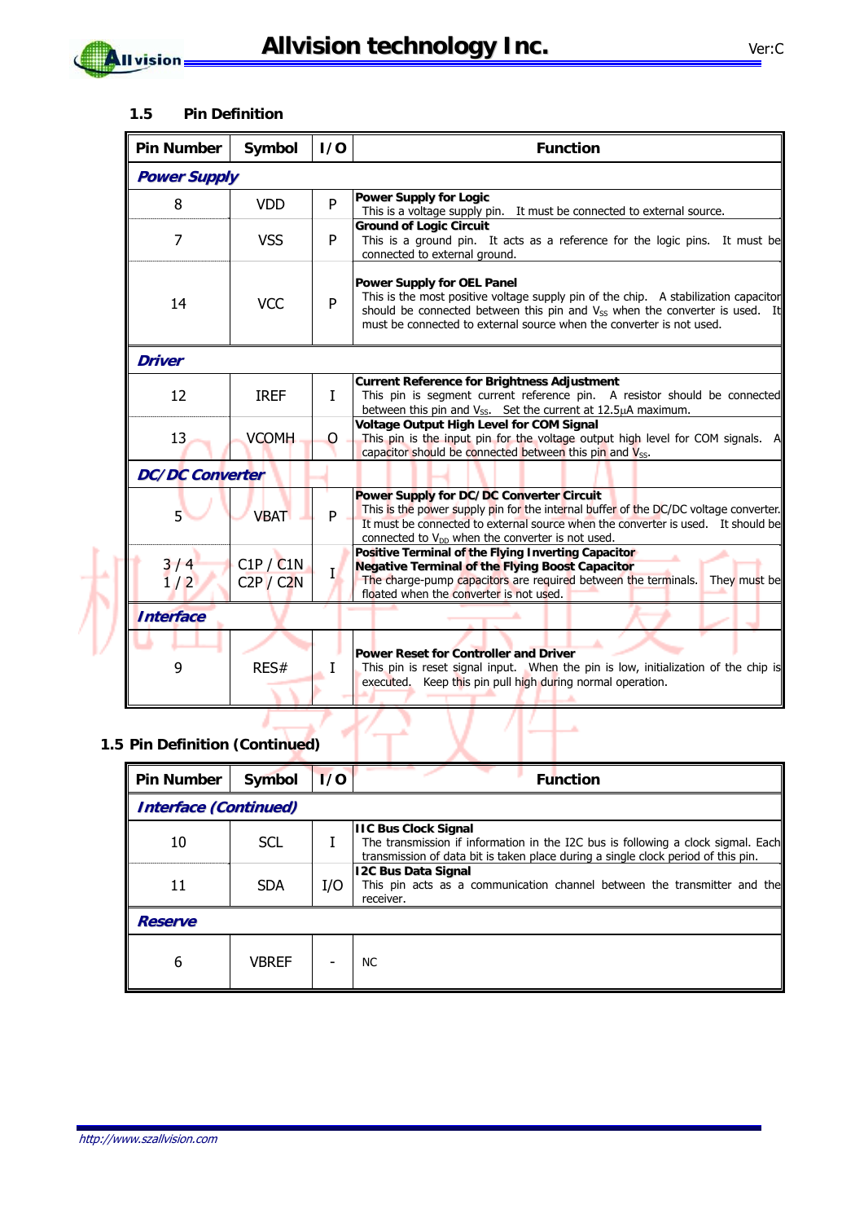## 1.5 Pin Definition

| Pin Number | Symbol | I/O | Function |
|---|---|---|---|
| ***Power Supply*** | | | |
| 8 | VDD | P | **Power Supply for Logic** This is a voltage supply pin. It must be connected to external source. |
| 7 | VSS | P | **Ground of Logic Circuit** This is a ground pin. It acts as a reference for the logic pins. It must be connected to external ground. |
| 14 | VCC | P | **Power Supply for OEL Panel** This is the most positive voltage supply pin of the chip. A stabilization capacitor should be connected between this pin and $V_{SS}$ when the converter is used. It must be connected to external source when the converter is not used. |
| ***Driver*** | | | |
| 12 | IREF | I | **Current Reference for Brightness Adjustment** This pin is segment current reference pin. A resistor should be connected between this pin and $V_{SS}$. Set the current at 12.5μA maximum. |
| 13 | VCOMH | O | **Voltage Output High Level for COM Signal** This pin is the input pin for the voltage output high level for COM signals. A capacitor should be connected between this pin and $V_{SS}$. |
| ***DC/DC Converter*** | | | |
| 5 | VBAT | P | **Power Supply for DC/DC Converter Circuit** This is the power supply pin for the internal buffer of the DC/DC voltage converter. It must be connected to external source when the converter is used. It should be connected to $V_{DD}$ when the converter is not used. |
| 3 / 4<br>1 / 2 | C1P / C1N<br>C2P / C2N | I | **Positive Terminal of the Flying Inverting Capacitor**<br>**Negative Terminal of the Flying Boost Capacitor** The charge-pump capacitors are required between the terminals. They must be floated when the converter is not used. |
| ***Interface*** | | | |
| 9 | RES# | I | **Power Reset for Controller and Driver** This pin is reset signal input. When the pin is low, initialization of the chip is executed. Keep this pin pull high during normal operation. |

## 1.5 Pin Definition (Continued)

| Pin Number | Symbol | I/O | Function |
|---|---|---|---|
| ***Interface (Continued)*** | | | |
| 10 | SCL | I | **IIC Bus Clock Signal** The transmission if information in the I2C bus is following a clock sigmal. Each transmission of data bit is taken place during a single clock period of this pin. |
| 11 | SDA | I/O | **I2C Bus Data Signal** This pin acts as a communication channel between the transmitter and the receiver. |
| ***Reserve*** | | | |
| 6 | VBREF | - | NC |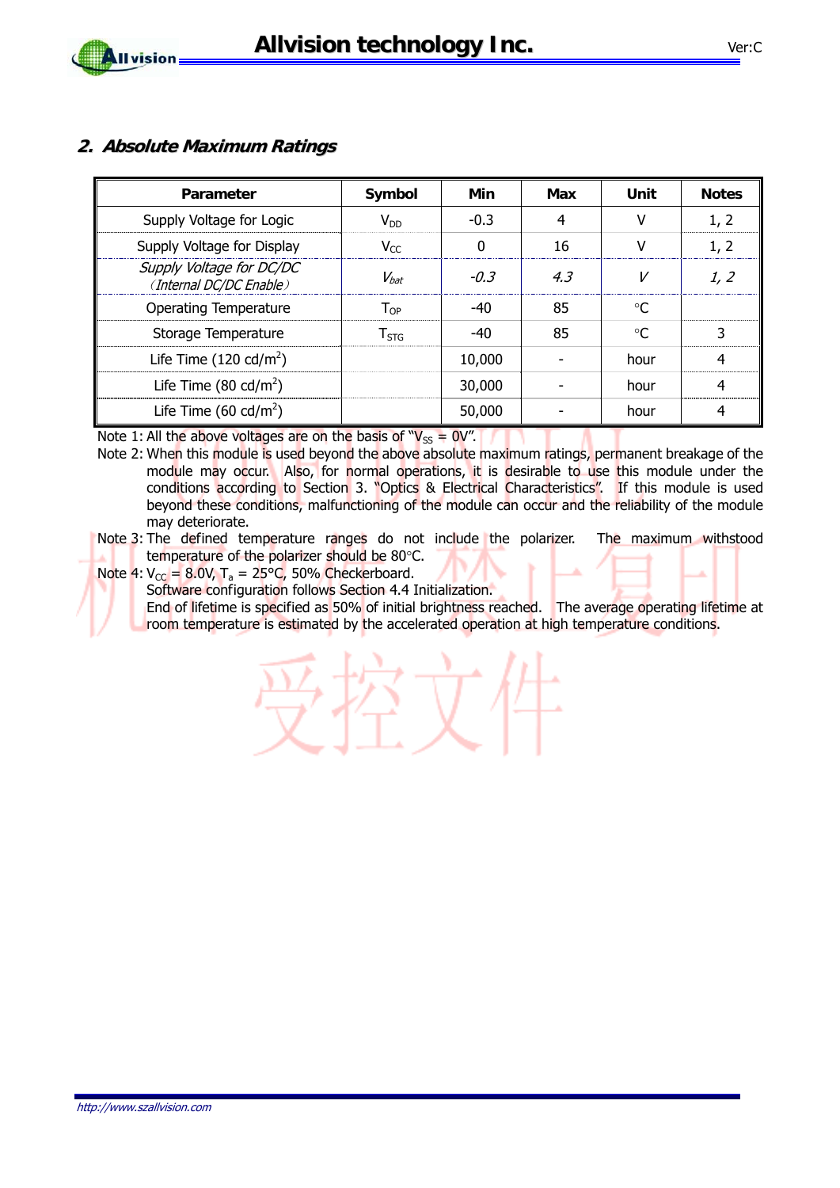## 2. Absolute Maximum Ratings

| Parameter | Symbol | Min | Max | Unit | Notes |
|---|---|---|---|---|---|
| Supply Voltage for Logic | $V_{DD}$ | -0.3 | 4 | V | 1, 2 |
| Supply Voltage for Display | $V_{CC}$ | 0 | 16 | V | 1, 2 |
| *Supply Voltage for DC/DC (Internal DC/DC Enable)* | $V_{bat}$ | *-0.3* | *4.3* | *V* | *1, 2* |
| Operating Temperature | $T_{OP}$ | -40 | 85 | °C | |
| Storage Temperature | $T_{STG}$ | -40 | 85 | °C | 3 |
| Life Time (120 cd/m²) | | 10,000 | - | hour | 4 |
| Life Time (80 cd/m²) | | 30,000 | - | hour | 4 |
| Life Time (60 cd/m²) | | 50,000 | - | hour | 4 |

Note 1: All the above voltages are on the basis of "$V_{SS}$ = 0V".

Note 2: When this module is used beyond the above absolute maximum ratings, permanent breakage of the module may occur. Also, for normal operations, it is desirable to use this module under the conditions according to Section 3. "Optics & Electrical Characteristics". If this module is used beyond these conditions, malfunctioning of the module can occur and the reliability of the module may deteriorate.

Note 3: The defined temperature ranges do not include the polarizer. The maximum withstood temperature of the polarizer should be 80°C.

Note 4: $V_{CC}$ = 8.0V, $T_a$ = 25°C, 50% Checkerboard.
Software configuration follows Section 4.4 Initialization.
End of lifetime is specified as 50% of initial brightness reached. The average operating lifetime at room temperature is estimated by the accelerated operation at high temperature conditions.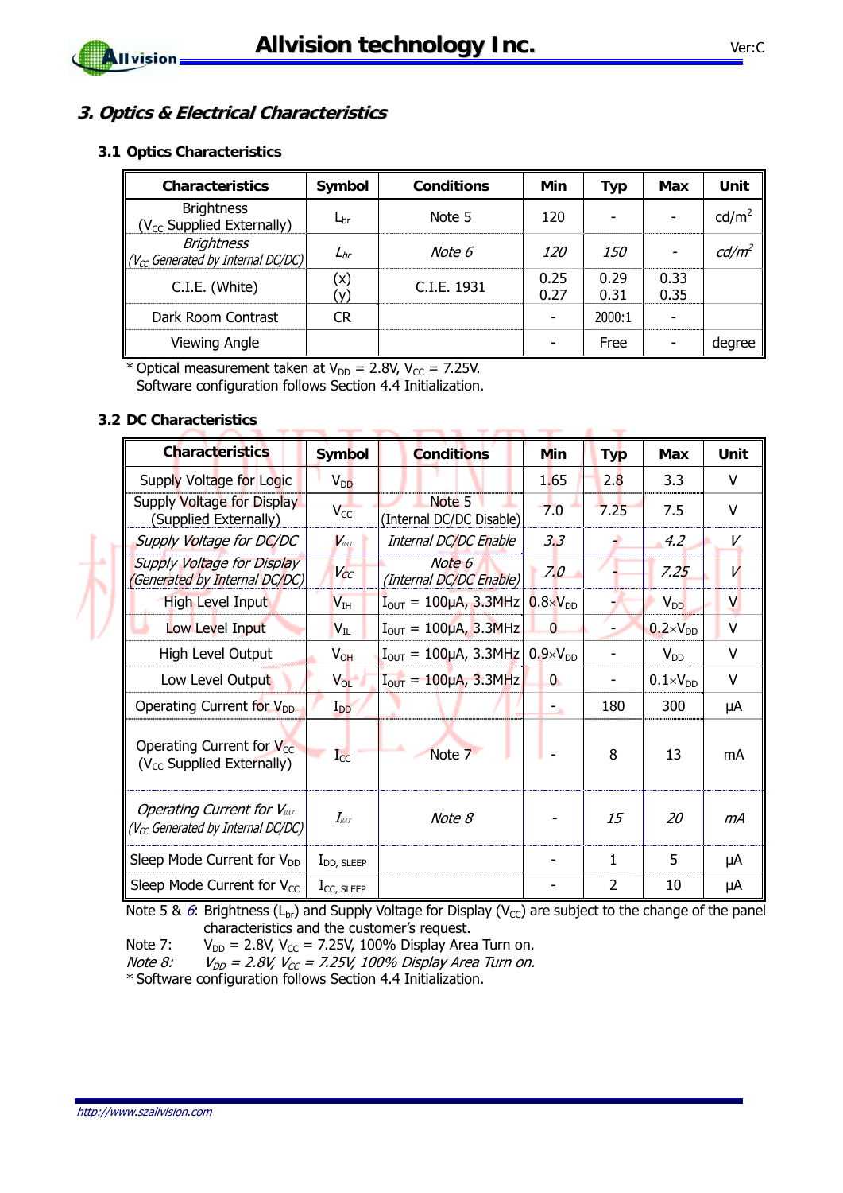## *3. Optics & Electrical Characteristics*

### 3.1 Optics Characteristics

| Characteristics | Symbol | Conditions | Min | Typ | Max | Unit |
|---|---|---|---|---|---|---|
| Brightness ($V_{CC}$ Supplied Externally) | $L_{br}$ | Note 5 | 120 | - | - | cd/m$^2$ |
| *Brightness ($V_{CC}$ Generated by Internal DC/DC)* | $L_{br}$ | *Note 6* | *120* | *150* | - | *cd/m$^2$* |
| C.I.E. (White) | (x) (y) | C.I.E. 1931 | 0.25 0.27 | 0.29 0.31 | 0.33 0.35 | |
| Dark Room Contrast | CR | | - | 2000:1 | - | |
| Viewing Angle | | | - | Free | - | degree |

\* Optical measurement taken at $V_{DD}$ = 2.8V, $V_{CC}$ = 7.25V.
Software configuration follows Section 4.4 Initialization.

### 3.2 DC Characteristics

| Characteristics | Symbol | Conditions | Min | Typ | Max | Unit |
|---|---|---|---|---|---|---|
| Supply Voltage for Logic | $V_{DD}$ | | 1.65 | 2.8 | 3.3 | V |
| Supply Voltage for Display (Supplied Externally) | $V_{CC}$ | Note 5 (Internal DC/DC Disable) | 7.0 | 7.25 | 7.5 | V |
| *Supply Voltage for DC/DC* | $V_{BAT}$ | *Internal DC/DC Enable* | *3.3* | - | *4.2* | *V* |
| *Supply Voltage for Display (Generated by Internal DC/DC)* | $V_{CC}$ | *Note 6 (Internal DC/DC Enable)* | *7.0* | - | *7.25* | *V* |
| High Level Input | $V_{IH}$ | $I_{OUT}$ = 100μA, 3.3MHz | 0.8×$V_{DD}$ | - | $V_{DD}$ | V |
| Low Level Input | $V_{IL}$ | $I_{OUT}$ = 100μA, 3.3MHz | 0 | - | 0.2×$V_{DD}$ | V |
| High Level Output | $V_{OH}$ | $I_{OUT}$ = 100μA, 3.3MHz | 0.9×$V_{DD}$ | - | $V_{DD}$ | V |
| Low Level Output | $V_{OL}$ | $I_{OUT}$ = 100μA, 3.3MHz | 0 | - | 0.1×$V_{DD}$ | V |
| Operating Current for $V_{DD}$ | $I_{DD}$ | | - | 180 | 300 | μA |
| Operating Current for $V_{CC}$ ($V_{CC}$ Supplied Externally) | $I_{CC}$ | Note 7 | - | 8 | 13 | mA |
| *Operating Current for $V_{BAT}$ ($V_{CC}$ Generated by Internal DC/DC)* | $I_{BAT}$ | *Note 8* | - | *15* | *20* | *mA* |
| Sleep Mode Current for $V_{DD}$ | $I_{DD, SLEEP}$ | | - | 1 | 5 | μA |
| Sleep Mode Current for $V_{CC}$ | $I_{CC, SLEEP}$ | | - | 2 | 10 | μA |

Note 5 & *6*: Brightness ($L_{br}$) and Supply Voltage for Display ($V_{CC}$) are subject to the change of the panel characteristics and the customer's request.
Note 7: $V_{DD}$ = 2.8V, $V_{CC}$ = 7.25V, 100% Display Area Turn on.
*Note 8: $V_{DD}$ = 2.8V, $V_{CC}$ = 7.25V, 100% Display Area Turn on.*
\* Software configuration follows Section 4.4 Initialization.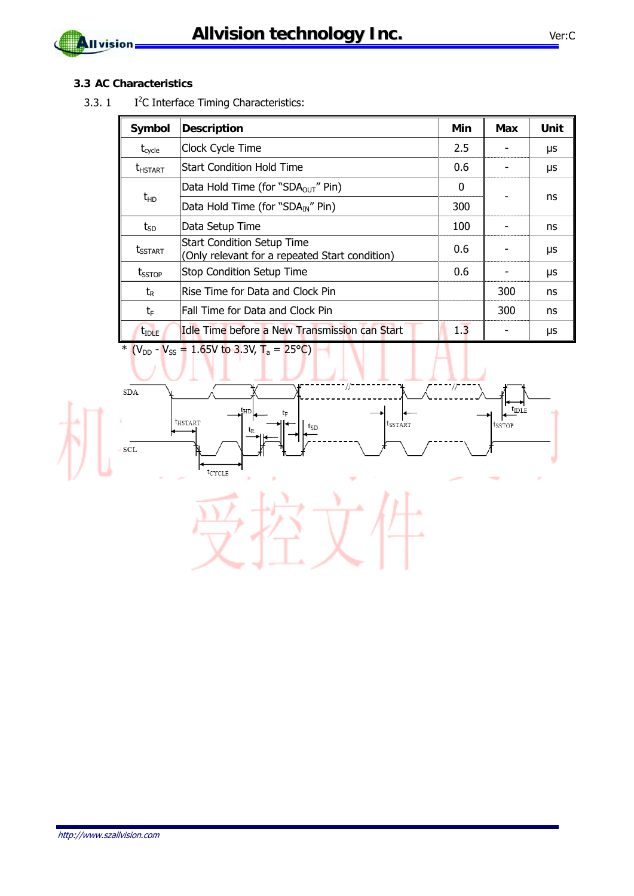### 3.3 AC Characteristics

3.3.1 $I^2C$ Interface Timing Characteristics:

| Symbol | Description | Min | Max | Unit |
|---|---|---|---|---|
| $t_{cycle}$ | Clock Cycle Time | 2.5 | - | μs |
| $t_{HSTART}$ | Start Condition Hold Time | 0.6 | - | μs |
| $t_{HD}$ | Data Hold Time (for "$SDA_{OUT}$" Pin) | 0 | - | ns |
| | Data Hold Time (for "$SDA_{IN}$" Pin) | 300 | | |
| $t_{SD}$ | Data Setup Time | 100 | - | ns |
| $t_{SSTART}$ | Start Condition Setup Time (Only relevant for a repeated Start condition) | 0.6 | - | μs |
| $t_{SSTOP}$ | Stop Condition Setup Time | 0.6 | - | μs |
| $t_R$ | Rise Time for Data and Clock Pin | | 300 | ns |
| $t_F$ | Fall Time for Data and Clock Pin | | 300 | ns |
| $t_{IDLE}$ | Idle Time before a New Transmission can Start | 1.3 | - | μs |

* ($V_{DD}$ - $V_{SS}$ = 1.65V to 3.3V, $T_a$ = 25°C)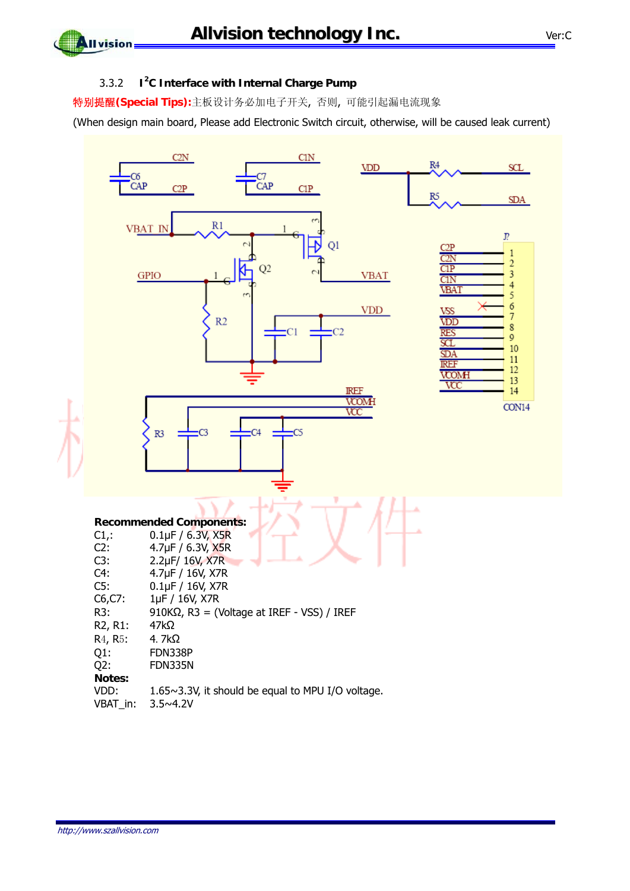### 3.3.2 I²C Interface with Internal Charge Pump

**特别提醒(Special Tips):**主板设计务必加电子开关，否则，可能引起漏电流现象

(When design main board, Please add Electronic Switch circuit, otherwise, will be caused leak current)

**Recommended Components:**

| | |
|---|---|
| C1,: | 0.1μF / 6.3V, X5R |
| C2: | 4.7μF / 6.3V, X5R |
| C3: | 2.2μF/ 16V, X7R |
| C4: | 4.7μF / 16V, X7R |
| C5: | 0.1μF / 16V, X7R |
| C6,C7: | 1μF / 16V, X7R |
| R3: | 910KΩ, R3 = (Voltage at IREF - VSS) / IREF |
| R2, R1: | 47kΩ |
| R4, R5: | 4. 7kΩ |
| Q1: | FDN338P |
| Q2: | FDN335N |

**Notes:**

| | |
|---|---|
| VDD: | 1.65~3.3V, it should be equal to MPU I/O voltage. |
| VBAT_in: | 3.5~4.2V |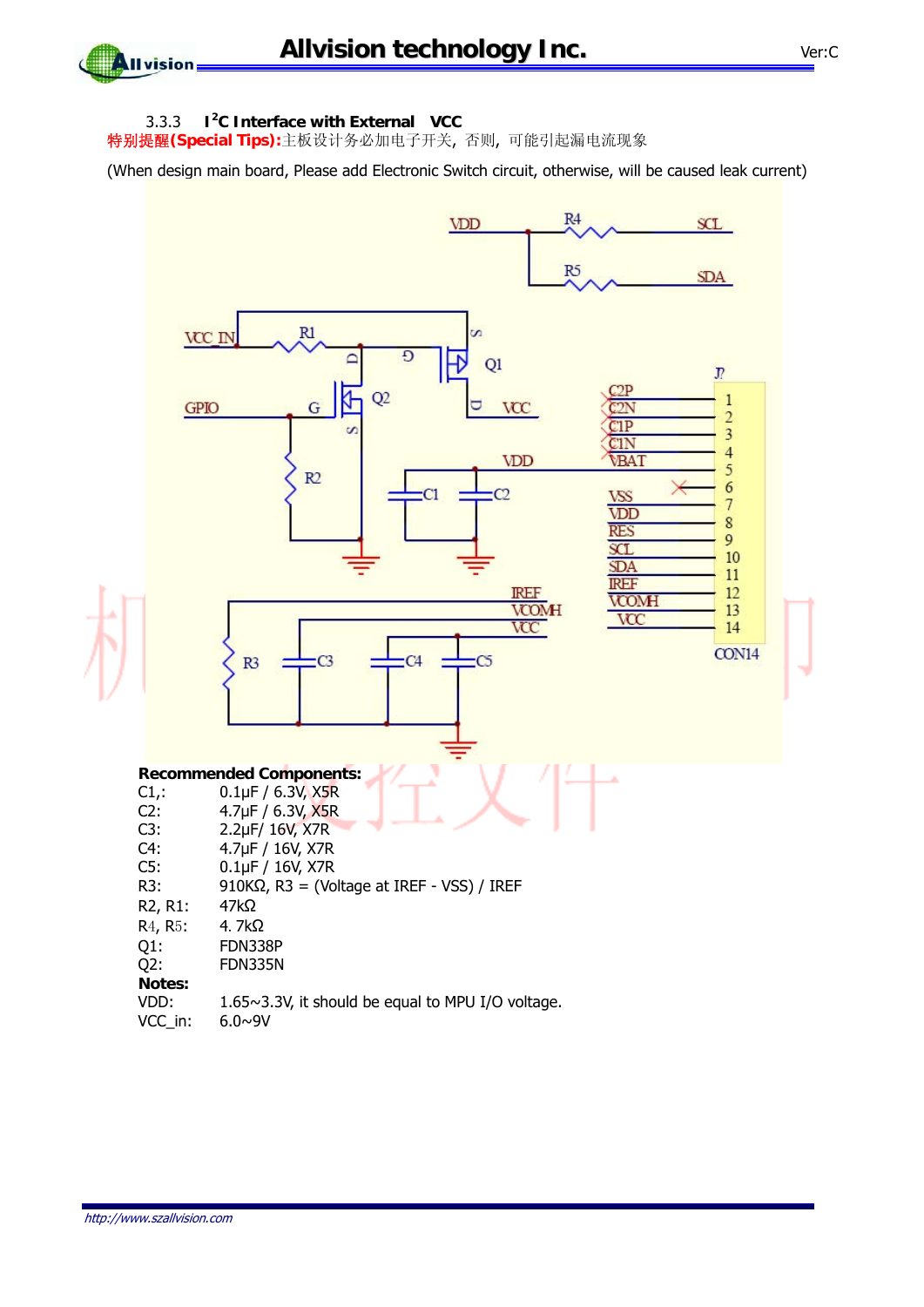### 3.3.3 I²C Interface with External VCC

**特别提醒(Special Tips):**主板设计务必加电子开关，否则，可能引起漏电流现象

(When design main board, Please add Electronic Switch circuit, otherwise, will be caused leak current)

**Recommended Components:**

| | |
|---|---|
| C1,: | 0.1μF / 6.3V, X5R |
| C2: | 4.7μF / 6.3V, X5R |
| C3: | 2.2μF/ 16V, X7R |
| C4: | 4.7μF / 16V, X7R |
| C5: | 0.1μF / 16V, X7R |
| R3: | 910KΩ, R3 = (Voltage at IREF - VSS) / IREF |
| R2, R1: | 47kΩ |
| R4, R5: | 4. 7kΩ |
| Q1: | FDN338P |
| Q2: | FDN335N |

**Notes:**

| | |
|---|---|
| VDD: | 1.65~3.3V, it should be equal to MPU I/O voltage. |
| VCC_in: | 6.0~9V |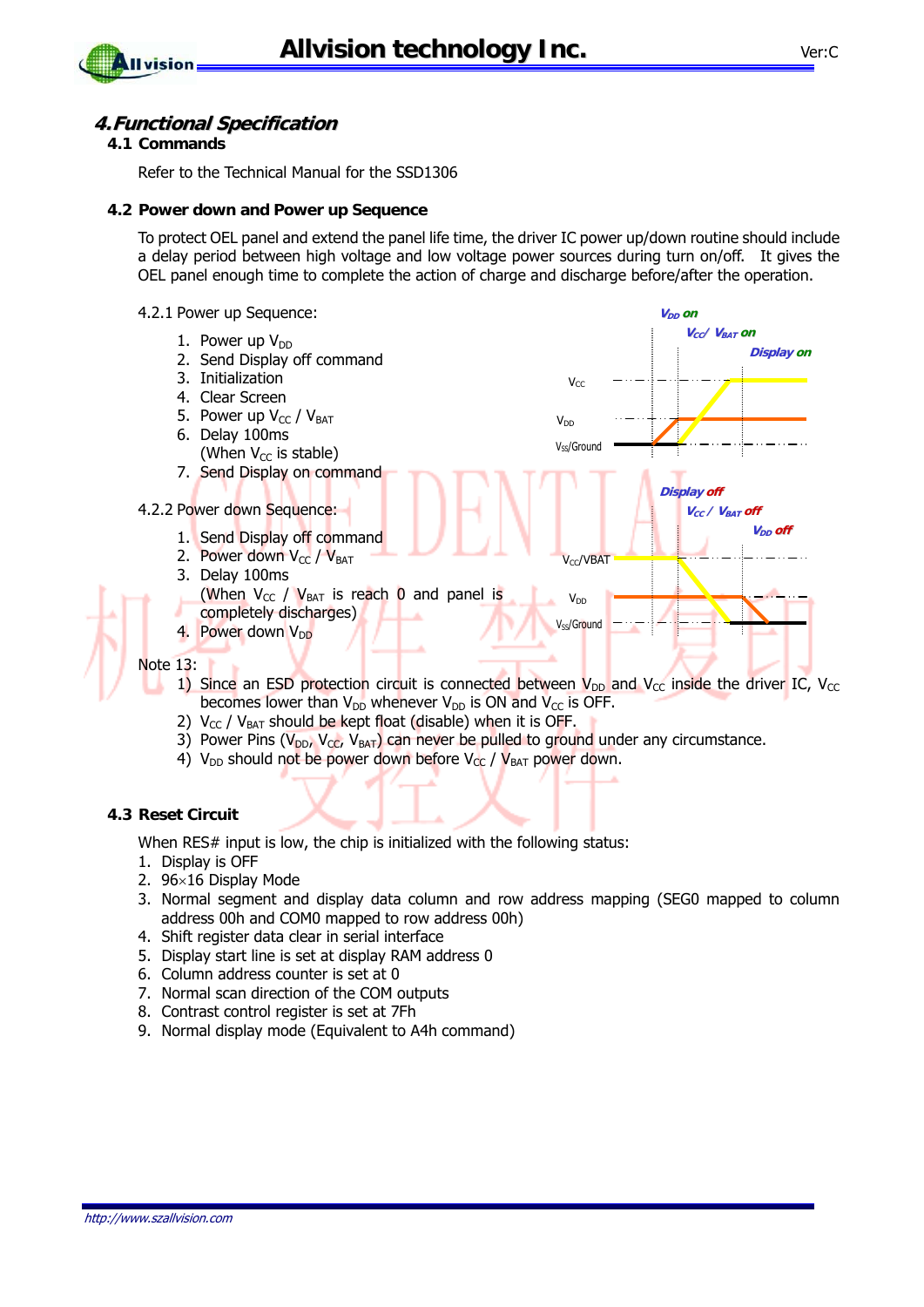# 4. Functional Specification

## 4.1 Commands

Refer to the Technical Manual for the SSD1306

## 4.2 Power down and Power up Sequence

To protect OEL panel and extend the panel life time, the driver IC power up/down routine should include a delay period between high voltage and low voltage power sources during turn on/off. It gives the OEL panel enough time to complete the action of charge and discharge before/after the operation.

### 4.2.1 Power up Sequence:

1. Power up $V_{DD}$
2. Send Display off command
3. Initialization
4. Clear Screen
5. Power up $V_{CC}$ / $V_{BAT}$
6. Delay 100ms
   (When $V_{CC}$ is stable)
7. Send Display on command

### 4.2.2 Power down Sequence:

1. Send Display off command
2. Power down $V_{CC}$ / $V_{BAT}$
3. Delay 100ms
   (When $V_{CC}$ / $V_{BAT}$ is reach 0 and panel is completely discharges)
4. Power down $V_{DD}$

Note 13:

1) Since an ESD protection circuit is connected between $V_{DD}$ and $V_{CC}$ inside the driver IC, $V_{CC}$ becomes lower than $V_{DD}$ whenever $V_{DD}$ is ON and $V_{CC}$ is OFF.
2) $V_{CC}$ / $V_{BAT}$ should be kept float (disable) when it is OFF.
3) Power Pins ($V_{DD}$, $V_{CC}$, $V_{BAT}$) can never be pulled to ground under any circumstance.
4) $V_{DD}$ should not be power down before $V_{CC}$ / $V_{BAT}$ power down.

## 4.3 Reset Circuit

When RES# input is low, the chip is initialized with the following status:

1. Display is OFF
2. 96×16 Display Mode
3. Normal segment and display data column and row address mapping (SEG0 mapped to column address 00h and COM0 mapped to row address 00h)
4. Shift register data clear in serial interface
5. Display start line is set at display RAM address 0
6. Column address counter is set at 0
7. Normal scan direction of the COM outputs
8. Contrast control register is set at 7Fh
9. Normal display mode (Equivalent to A4h command)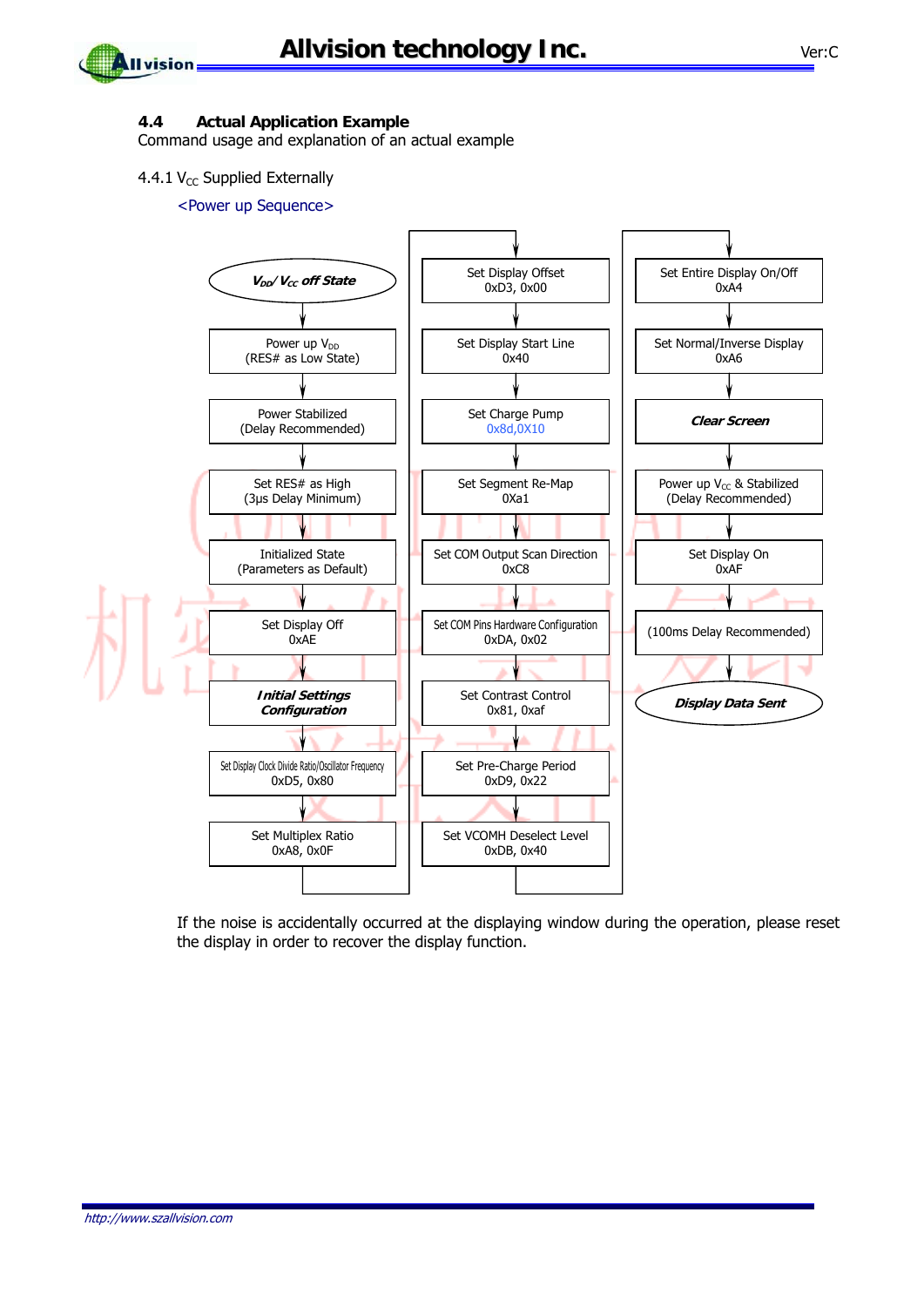### 4.4 Actual Application Example

Command usage and explanation of an actual example

4.4.1 $V_{CC}$ Supplied Externally

<Power up Sequence>

1. ***$V_{DD}$/ $V_{CC}$ off State***
2. Power up $V_{DD}$ (RES# as Low State)
3. Power Stabilized (Delay Recommended)
4. Set RES# as High (3μs Delay Minimum)
5. Initialized State (Parameters as Default)
6. Set Display Off 0xAE
7. ***Initial Settings Configuration***
8. Set Display Clock Divide Ratio/Oscillator Frequency 0xD5, 0x80
9. Set Multiplex Ratio 0xA8, 0x0F
10. Set Display Offset 0xD3, 0x00
11. Set Display Start Line 0x40
12. Set Charge Pump 0x8d,0X10
13. Set Segment Re-Map 0Xa1
14. Set COM Output Scan Direction 0xC8
15. Set COM Pins Hardware Configuration 0xDA, 0x02
16. Set Contrast Control 0x81, 0xaf
17. Set Pre-Charge Period 0xD9, 0x22
18. Set VCOMH Deselect Level 0xDB, 0x40
19. Set Entire Display On/Off 0xA4
20. Set Normal/Inverse Display 0xA6
21. ***Clear Screen***
22. Power up $V_{CC}$ & Stabilized (Delay Recommended)
23. Set Display On 0xAF
24. (100ms Delay Recommended)
25. ***Display Data Sent***

If the noise is accidentally occurred at the displaying window during the operation, please reset the display in order to recover the display function.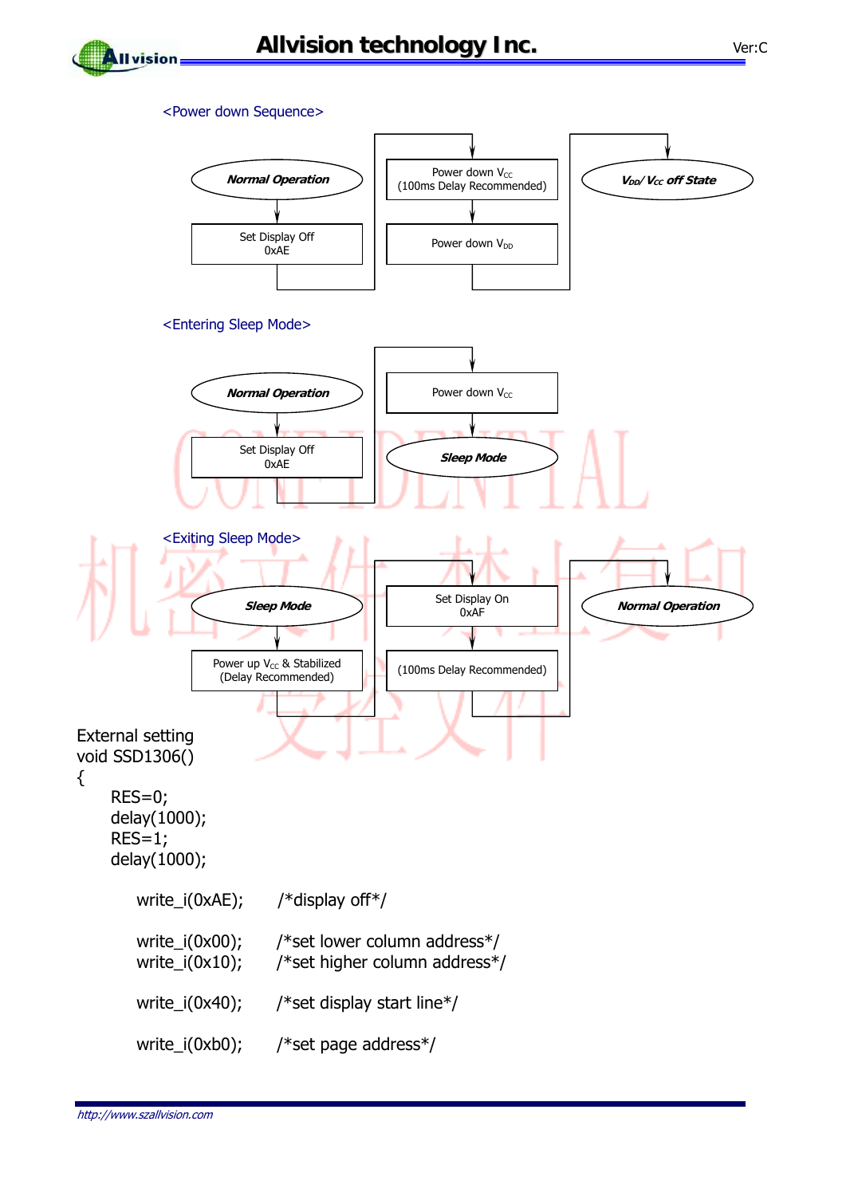<Power down Sequence>

Normal Operation → Set Display Off 0xAE → Power down $V_{CC}$ (100ms Delay Recommended) → Power down $V_{DD}$ → $V_{DD}$/ $V_{CC}$ off State

<Entering Sleep Mode>

Normal Operation → Set Display Off 0xAE → Power down $V_{CC}$ → Sleep Mode

<Exiting Sleep Mode>

Sleep Mode → Power up $V_{CC}$ & Stabilized (Delay Recommended) → Set Display On 0xAF → (100ms Delay Recommended) → Normal Operation

External setting

```
void SSD1306()
{
    RES=0;
    delay(1000);
    RES=1;
    delay(1000);

        write_i(0xAE);      /*display off*/

        write_i(0x00);      /*set lower column address*/
        write_i(0x10);      /*set higher column address*/

        write_i(0x40);      /*set display start line*/

        write_i(0xb0);      /*set page address*/
```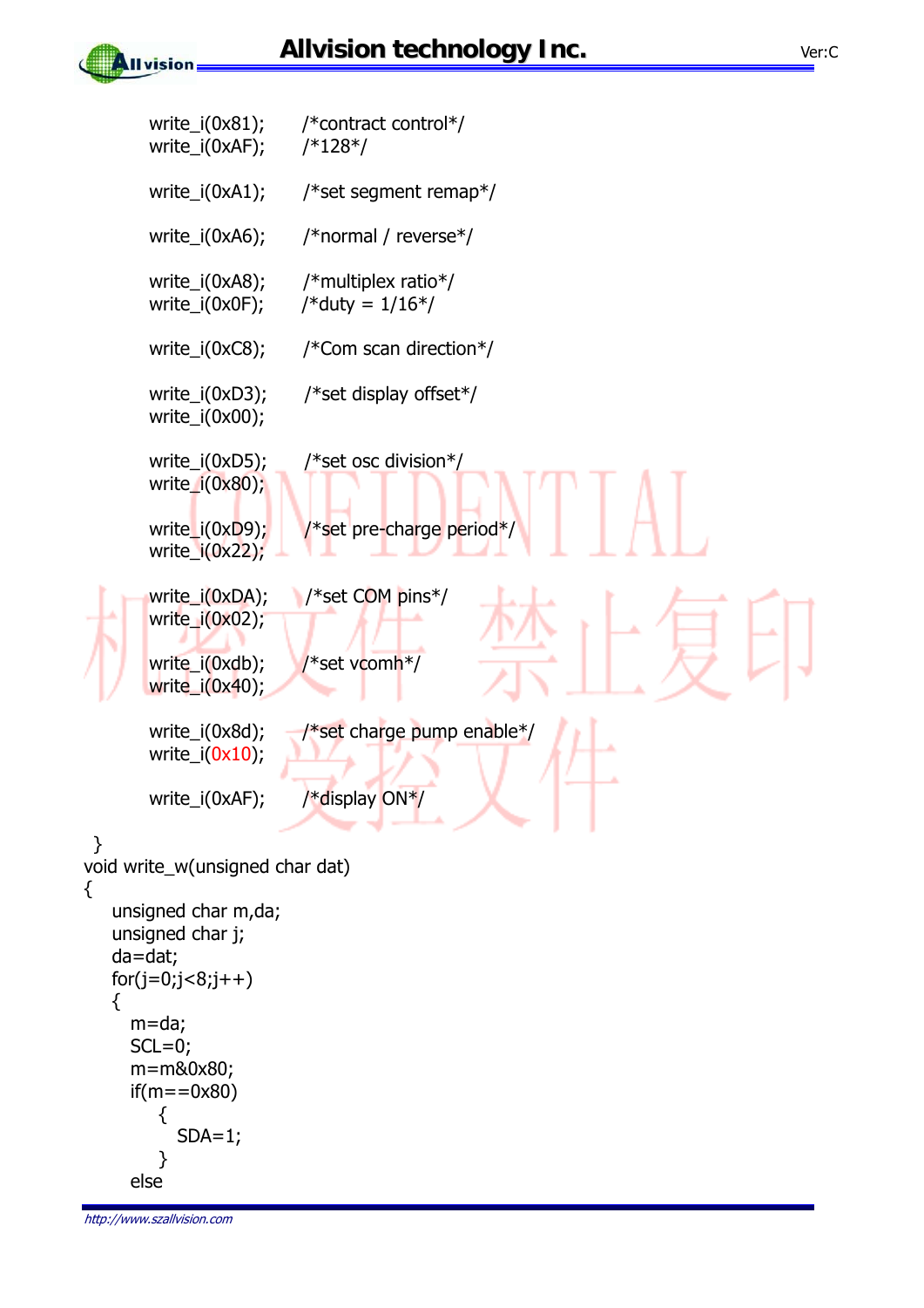```
        write_i(0x81);      /*contract control*/
        write_i(0xAF);      /*128*/

        write_i(0xA1);      /*set segment remap*/

        write_i(0xA6);      /*normal / reverse*/

        write_i(0xA8);      /*multiplex ratio*/
        write_i(0x0F);      /*duty = 1/16*/

        write_i(0xC8);      /*Com scan direction*/

        write_i(0xD3);      /*set display offset*/
        write_i(0x00);

        write_i(0xD5);      /*set osc division*/
        write_i(0x80);

        write_i(0xD9);      /*set pre-charge period*/
        write_i(0x22);

        write_i(0xDA);      /*set COM pins*/
        write_i(0x02);

        write_i(0xdb);      /*set vcomh*/
        write_i(0x40);

        write_i(0x8d);      /*set charge pump enable*/
        write_i(0x10);

        write_i(0xAF);      /*display ON*/

 }
void write_w(unsigned char dat)
{
    unsigned char m,da;
    unsigned char j;
    da=dat;
    for(j=0;j<8;j++)
    {
      m=da;
      SCL=0;
      m=m&0x80;
      if(m==0x80)
         {
           SDA=1;
         }
      else
```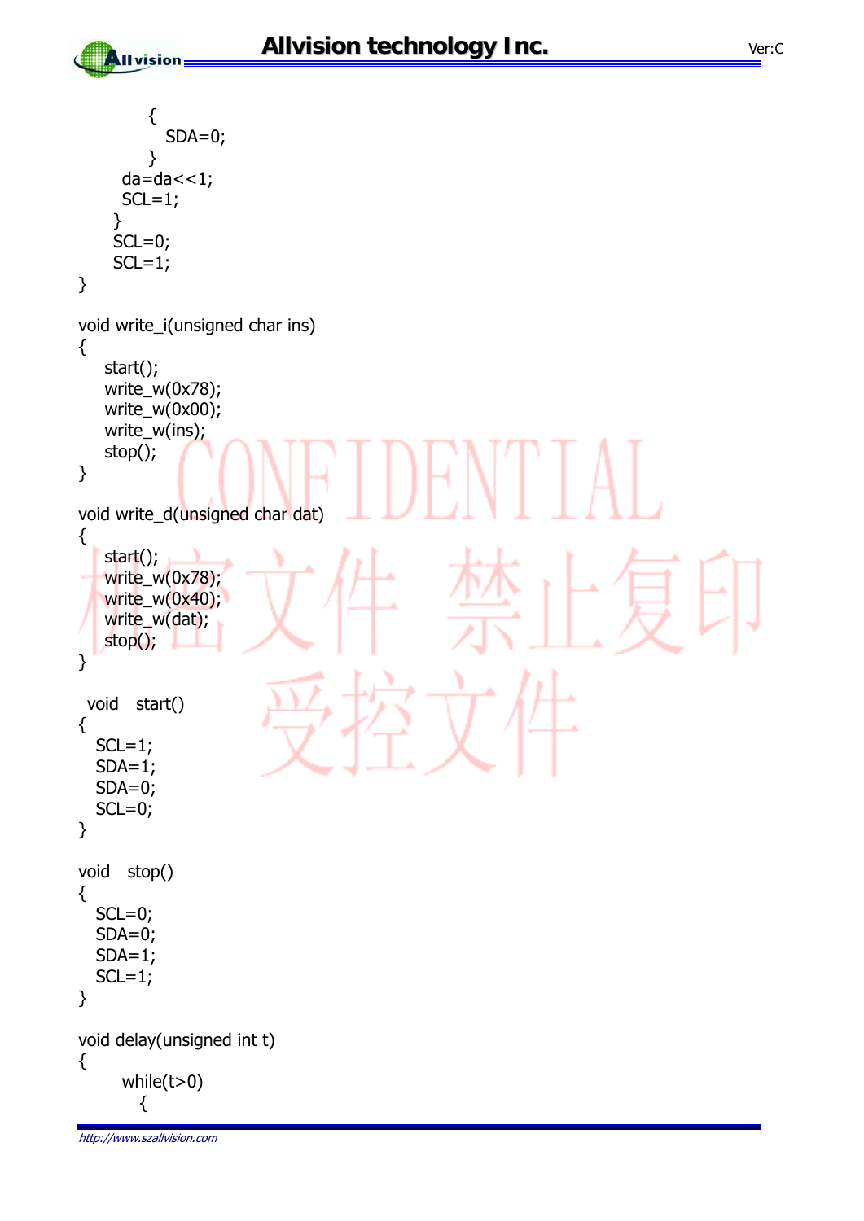```
        {
          SDA=0;
        }
      da=da<<1;
      SCL=1;
    }
    SCL=0;
    SCL=1;
}

void write_i(unsigned char ins)
{
   start();
   write_w(0x78);
   write_w(0x00);
   write_w(ins);
   stop();
}

void write_d(unsigned char dat)
{
   start();
   write_w(0x78);
   write_w(0x40);
   write_w(dat);
   stop();
}

 void   start()
{
  SCL=1;
  SDA=1;
  SDA=0;
  SCL=0;
}

void   stop()
{
  SCL=0;
  SDA=0;
  SDA=1;
  SCL=1;
}

void delay(unsigned int t)
{
      while(t>0)
        {
```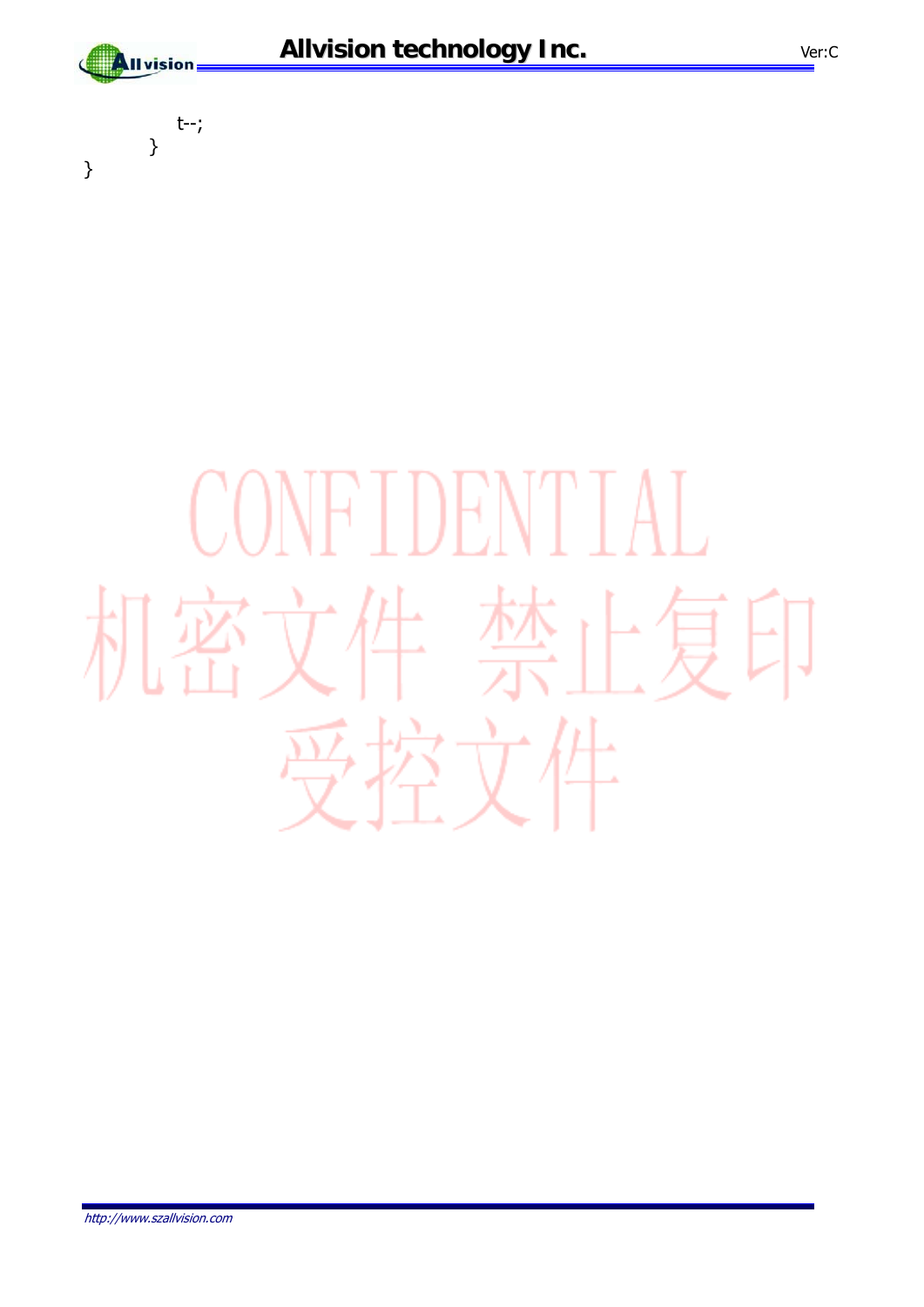```
            t--;
        }
}
```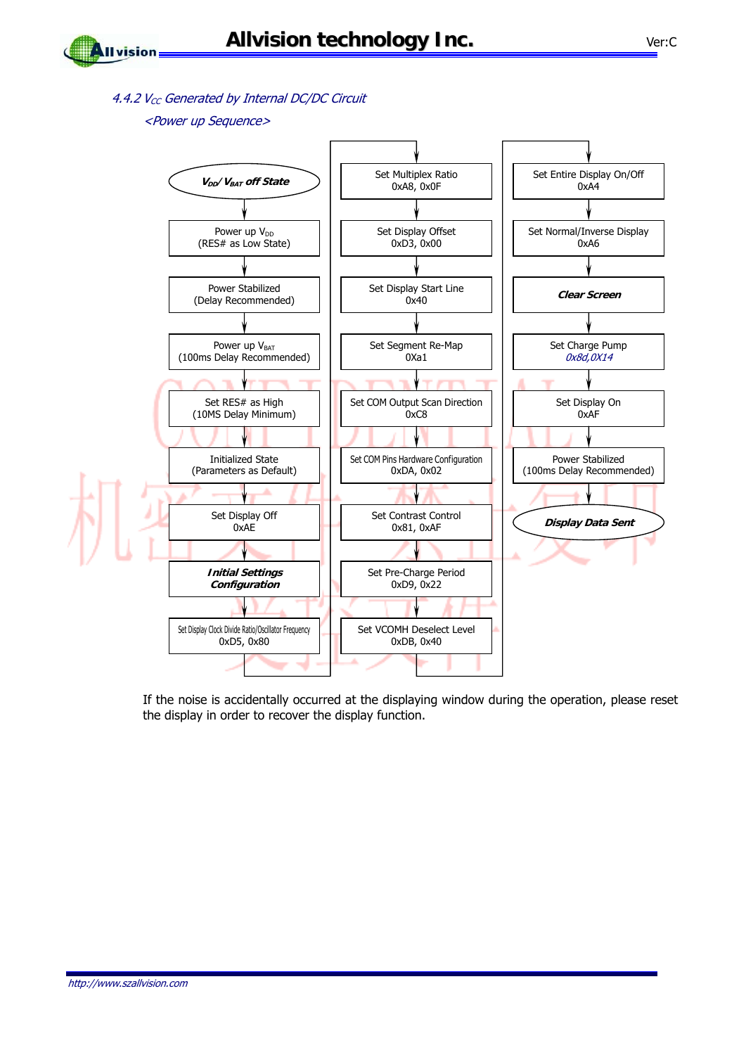### 4.4.2 $V_{CC}$ Generated by Internal DC/DC Circuit

*<Power up Sequence>*

1. ***$V_{DD}$/ $V_{BAT}$ off State***
2. Power up $V_{DD}$ (RES# as Low State)
3. Power Stabilized (Delay Recommended)
4. Power up $V_{BAT}$ (100ms Delay Recommended)
5. Set RES# as High (10MS Delay Minimum)
6. Initialized State (Parameters as Default)
7. Set Display Off 0xAE
8. ***Initial Settings Configuration***
9. Set Display Clock Divide Ratio/Oscillator Frequency 0xD5, 0x80
10. Set Multiplex Ratio 0xA8, 0x0F
11. Set Display Offset 0xD3, 0x00
12. Set Display Start Line 0x40
13. Set Segment Re-Map 0Xa1
14. Set COM Output Scan Direction 0xC8
15. Set COM Pins Hardware Configuration 0xDA, 0x02
16. Set Contrast Control 0x81, 0xAF
17. Set Pre-Charge Period 0xD9, 0x22
18. Set VCOMH Deselect Level 0xDB, 0x40
19. Set Entire Display On/Off 0xA4
20. Set Normal/Inverse Display 0xA6
21. ***Clear Screen***
22. Set Charge Pump *0x8d,0X14*
23. Set Display On 0xAF
24. Power Stabilized (100ms Delay Recommended)
25. ***Display Data Sent***

If the noise is accidentally occurred at the displaying window during the operation, please reset the display in order to recover the display function.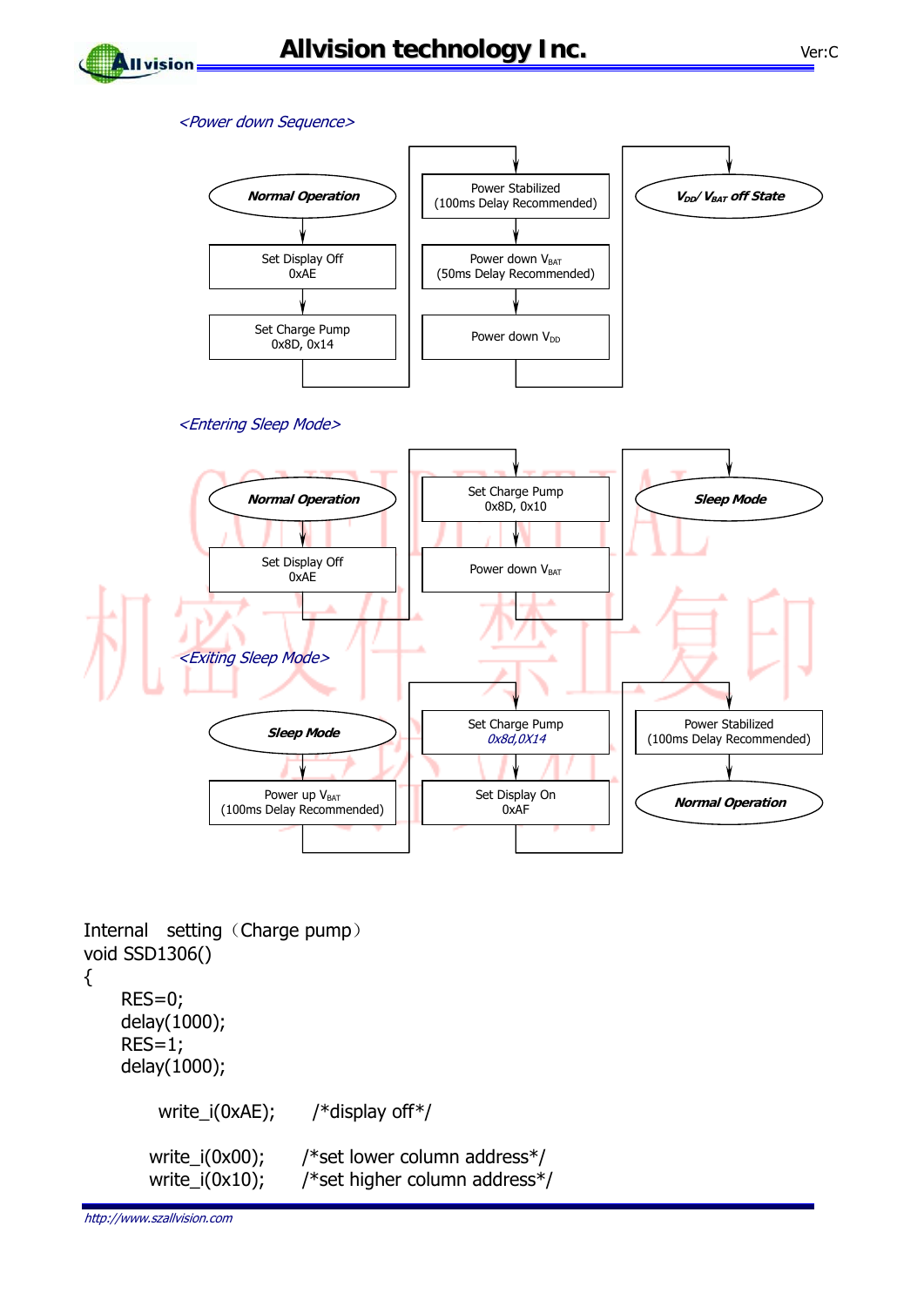*<Power down Sequence>*

**Normal Operation** → Set Display Off 0xAE → Set Charge Pump 0x8D, 0x14 → Power Stabilized (100ms Delay Recommended) → Power down $V_{BAT}$ (50ms Delay Recommended) → Power down $V_{DD}$ → **$V_{DD}$/ $V_{BAT}$ off State**

*<Entering Sleep Mode>*

**Normal Operation** → Set Display Off 0xAE → Set Charge Pump 0x8D, 0x10 → Power down $V_{BAT}$ → **Sleep Mode**

*<Exiting Sleep Mode>*

**Sleep Mode** → Power up $V_{BAT}$ (100ms Delay Recommended) → Set Charge Pump *0x8d,0X14* → Set Display On 0xAF → Power Stabilized (100ms Delay Recommended) → **Normal Operation**

Internal setting（Charge pump）

```
void SSD1306()
{
     RES=0;
     delay(1000);
     RES=1;
     delay(1000);

          write_i(0xAE);      /*display off*/

          write_i(0x00);      /*set lower column address*/
          write_i(0x10);      /*set higher column address*/
```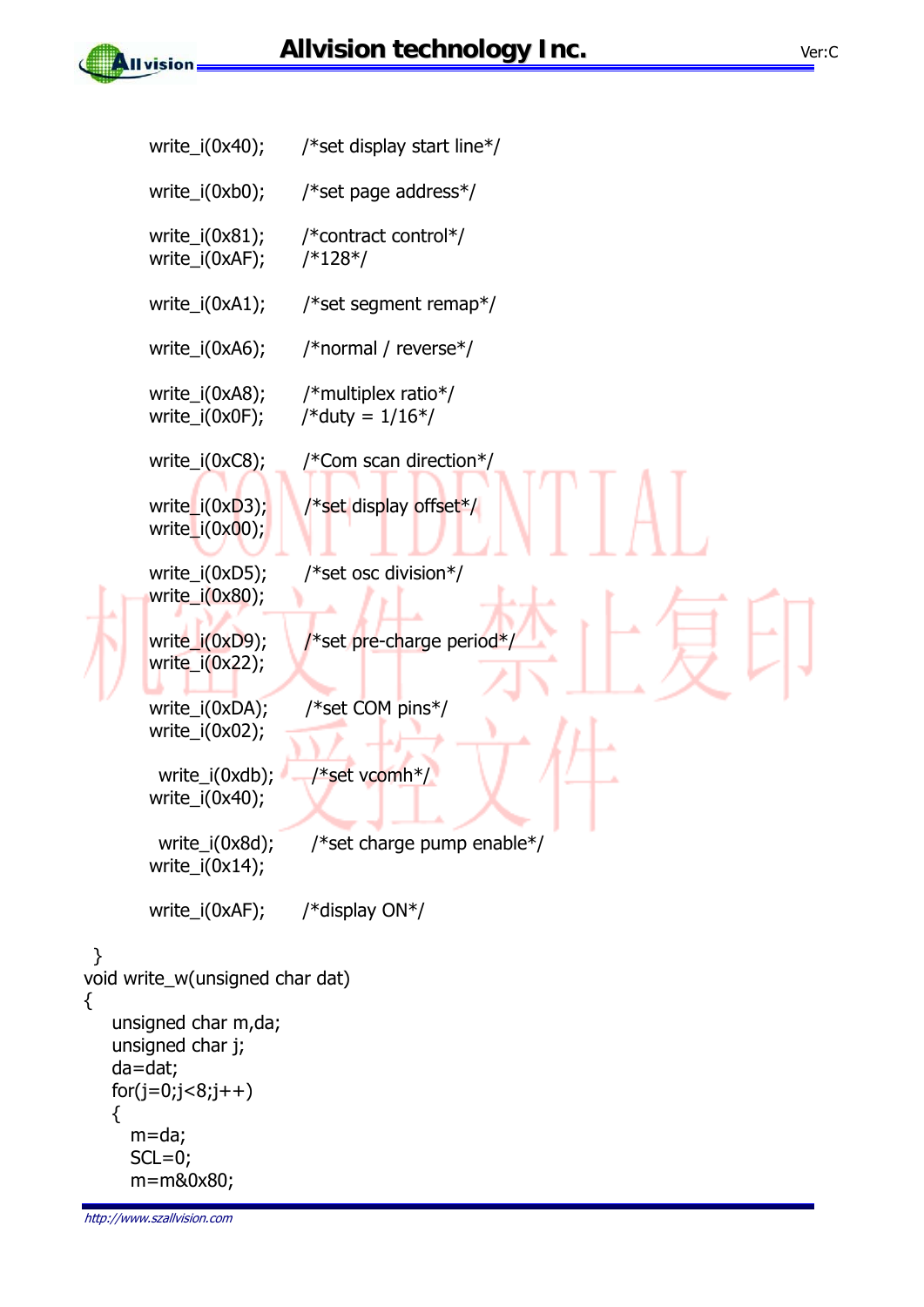```
        write_i(0x40);      /*set display start line*/

        write_i(0xb0);      /*set page address*/

        write_i(0x81);      /*contract control*/
        write_i(0xAF);      /*128*/

        write_i(0xA1);      /*set segment remap*/

        write_i(0xA6);      /*normal / reverse*/

        write_i(0xA8);      /*multiplex ratio*/
        write_i(0x0F);      /*duty = 1/16*/

        write_i(0xC8);      /*Com scan direction*/

        write_i(0xD3);      /*set display offset*/
        write_i(0x00);

        write_i(0xD5);      /*set osc division*/
        write_i(0x80);

        write_i(0xD9);      /*set pre-charge period*/
        write_i(0x22);

        write_i(0xDA);      /*set COM pins*/
        write_i(0x02);

         write_i(0xdb);      /*set vcomh*/
        write_i(0x40);

         write_i(0x8d);      /*set charge pump enable*/
        write_i(0x14);

        write_i(0xAF);      /*display ON*/

 }
void write_w(unsigned char dat)
{
   unsigned char m,da;
   unsigned char j;
   da=dat;
   for(j=0;j<8;j++)
   {
      m=da;
      SCL=0;
      m=m&0x80;
```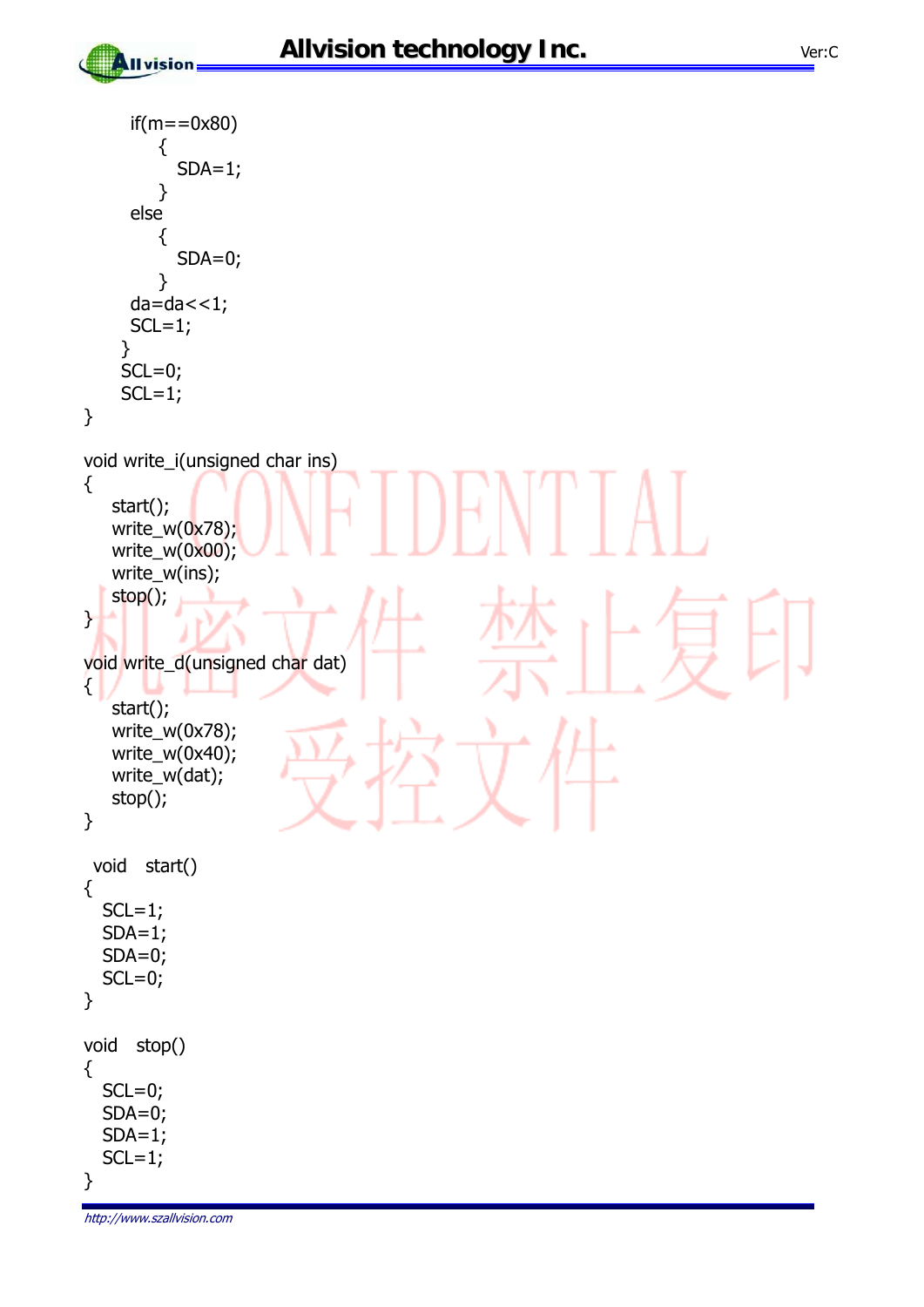```
        if(m==0x80)
            {
              SDA=1;
            }
        else
            {
              SDA=0;
            }
        da=da<<1;
        SCL=1;
      }
      SCL=0;
      SCL=1;
}

void write_i(unsigned char ins)
{
    start();
    write_w(0x78);
    write_w(0x00);
    write_w(ins);
    stop();
}

void write_d(unsigned char dat)
{
    start();
    write_w(0x78);
    write_w(0x40);
    write_w(dat);
    stop();
}

 void   start()
{
   SCL=1;
   SDA=1;
   SDA=0;
   SCL=0;
}

void   stop()
{
   SCL=0;
   SDA=0;
   SDA=1;
   SCL=1;
}
```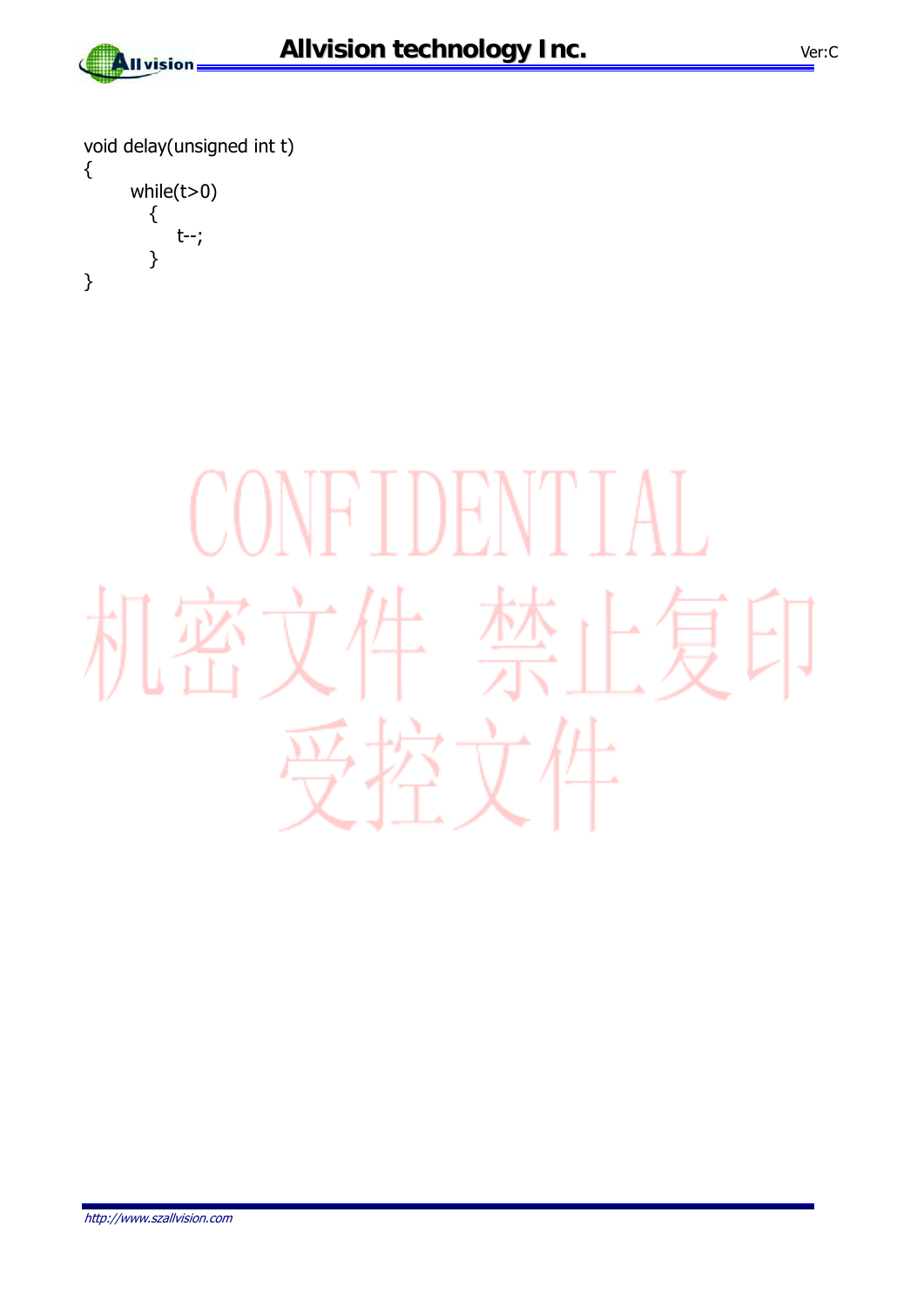```
void delay(unsigned int t)
{
       while(t>0)
         {
             t--;
         }
}
```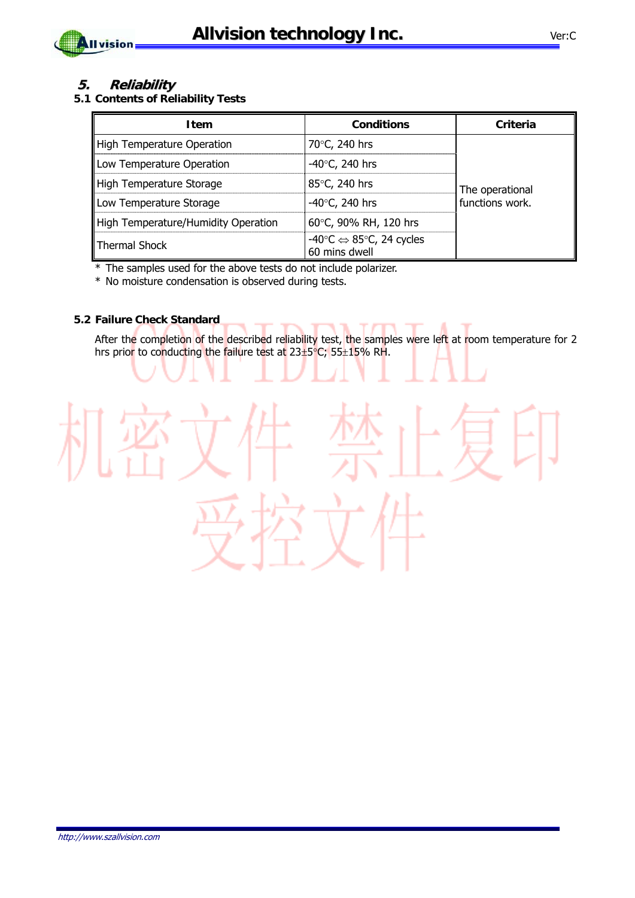# 5. Reliability

## 5.1 Contents of Reliability Tests

| Item | Conditions | Criteria |
|---|---|---|
| High Temperature Operation | 70°C, 240 hrs | The operational functions work. |
| Low Temperature Operation | -40°C, 240 hrs | |
| High Temperature Storage | 85°C, 240 hrs | |
| Low Temperature Storage | -40°C, 240 hrs | |
| High Temperature/Humidity Operation | 60°C, 90% RH, 120 hrs | |
| Thermal Shock | -40°C ⇔ 85°C, 24 cycles 60 mins dwell | |

* The samples used for the above tests do not include polarizer.
* No moisture condensation is observed during tests.

## 5.2 Failure Check Standard

After the completion of the described reliability test, the samples were left at room temperature for 2 hrs prior to conducting the failure test at 23±5°C; 55±15% RH.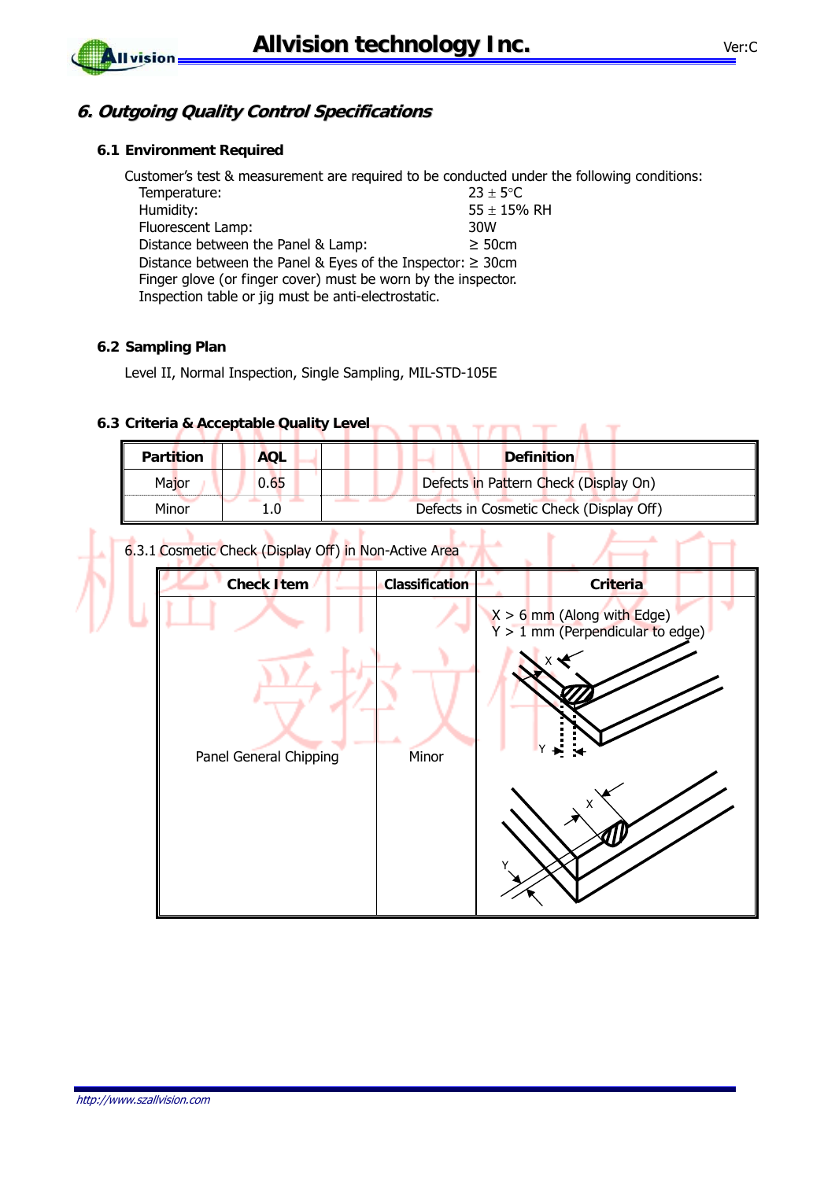## 6. Outgoing Quality Control Specifications

### 6.1 Environment Required

Customer's test & measurement are required to be conducted under the following conditions:

Temperature: 23 ± 5°C
Humidity: 55 ± 15% RH
Fluorescent Lamp: 30W
Distance between the Panel & Lamp: ≥ 50cm
Distance between the Panel & Eyes of the Inspector: ≥ 30cm
Finger glove (or finger cover) must be worn by the inspector.
Inspection table or jig must be anti-electrostatic.

### 6.2 Sampling Plan

Level II, Normal Inspection, Single Sampling, MIL-STD-105E

### 6.3 Criteria & Acceptable Quality Level

| Partition | AQL | Definition |
|---|---|---|
| Major | 0.65 | Defects in Pattern Check (Display On) |
| Minor | 1.0 | Defects in Cosmetic Check (Display Off) |

6.3.1 Cosmetic Check (Display Off) in Non-Active Area

| Check Item | Classification | Criteria |
|---|---|---|
| Panel General Chipping | Minor | X > 6 mm (Along with Edge)<br>Y > 1 mm (Perpendicular to edge) |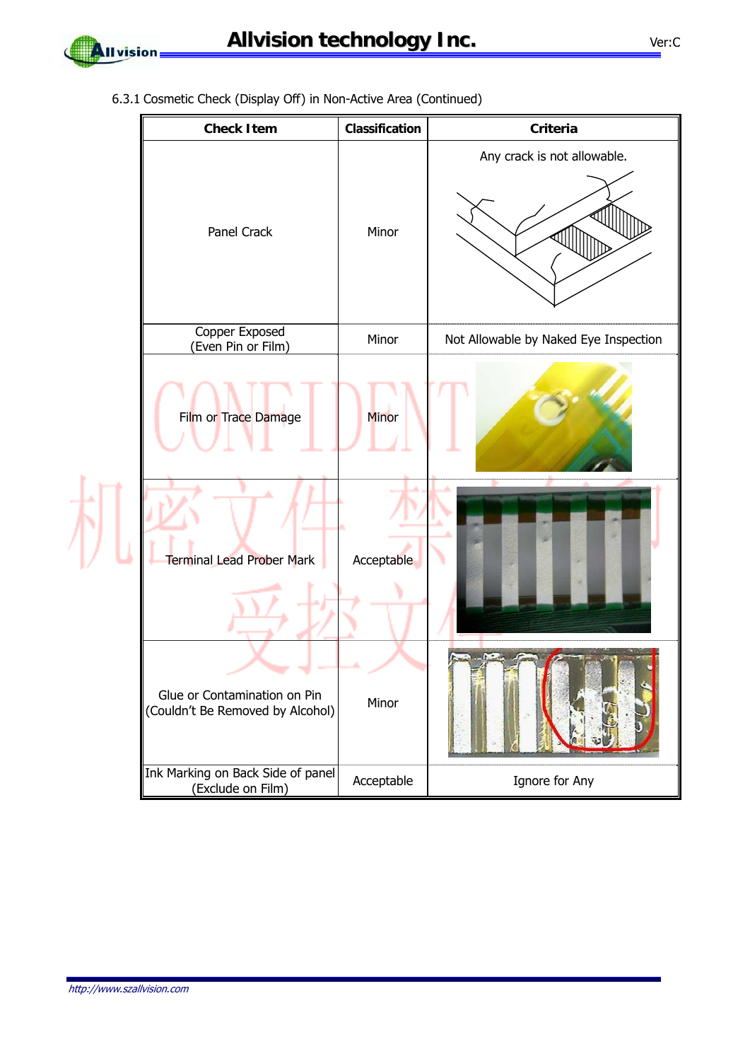6.3.1 Cosmetic Check (Display Off) in Non-Active Area (Continued)

| Check Item | Classification | Criteria |
|---|---|---|
| Panel Crack | Minor | Any crack is not allowable. |
| Copper Exposed (Even Pin or Film) | Minor | Not Allowable by Naked Eye Inspection |
| Film or Trace Damage | Minor | |
| Terminal Lead Prober Mark | Acceptable | |
| Glue or Contamination on Pin (Couldn't Be Removed by Alcohol) | Minor | |
| Ink Marking on Back Side of panel (Exclude on Film) | Acceptable | Ignore for Any |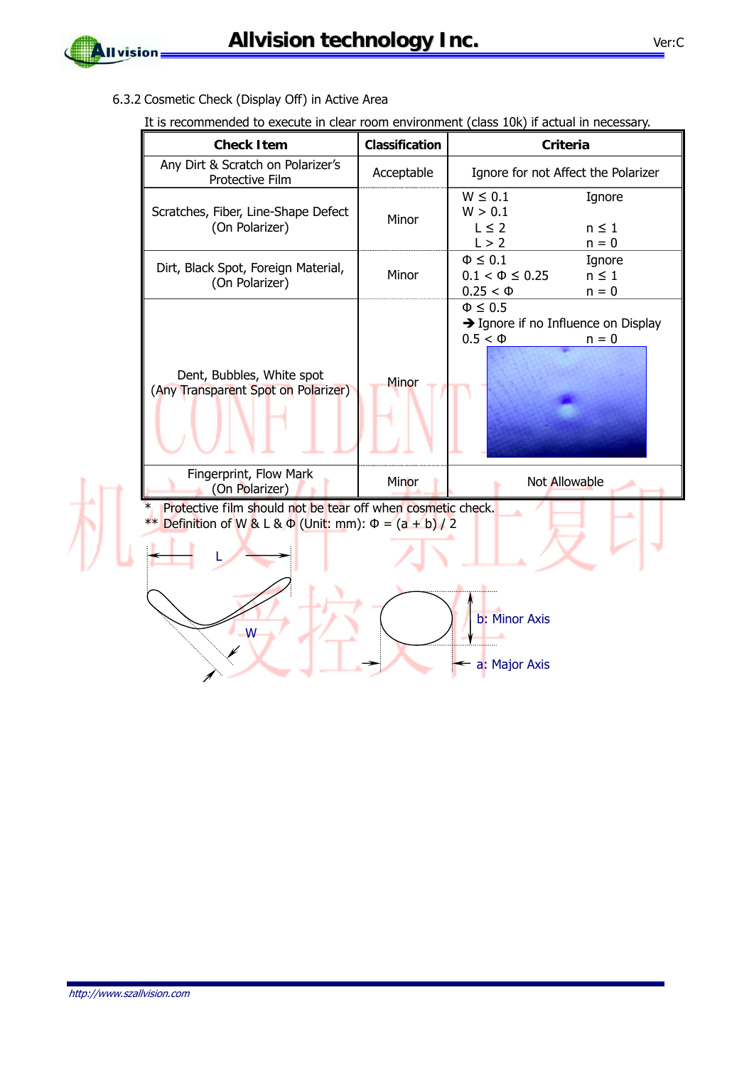6.3.2 Cosmetic Check (Display Off) in Active Area

It is recommended to execute in clear room environment (class 10k) if actual in necessary.

| Check Item | Classification | Criteria |
|---|---|---|
| Any Dirt & Scratch on Polarizer's Protective Film | Acceptable | Ignore for not Affect the Polarizer |
| Scratches, Fiber, Line-Shape Defect (On Polarizer) | Minor | $W \leq 0.1$ Ignore<br>$W > 0.1$<br>$L \leq 2$ $n \leq 1$<br>$L > 2$ $n = 0$ |
| Dirt, Black Spot, Foreign Material, (On Polarizer) | Minor | $\Phi \leq 0.1$ Ignore<br>$0.1 < \Phi \leq 0.25$ $n \leq 1$<br>$0.25 < \Phi$ $n = 0$ |
| Dent, Bubbles, White spot (Any Transparent Spot on Polarizer) | Minor | $\Phi \leq 0.5$<br>➔ Ignore if no Influence on Display<br>$0.5 < \Phi$ $n = 0$ |
| Fingerprint, Flow Mark (On Polarizer) | Minor | Not Allowable |

\* Protective film should not be tear off when cosmetic check.

\*\* Definition of W & L & Φ (Unit: mm): $\Phi = (a + b) / 2$

L

W

b: Minor Axis

a: Major Axis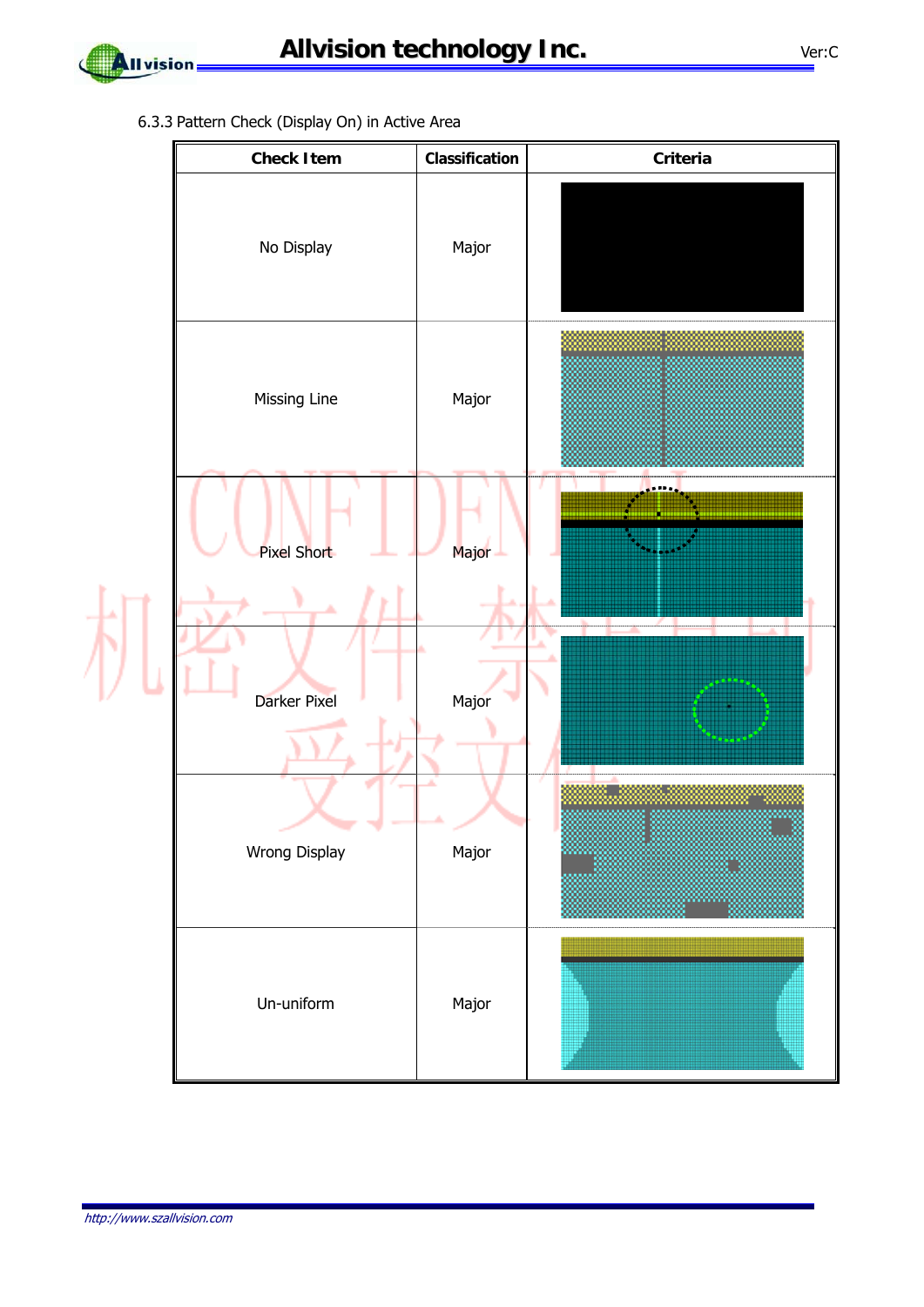6.3.3 Pattern Check (Display On) in Active Area

| Check Item | Classification | Criteria |
|---|---|---|
| No Display | Major | |
| Missing Line | Major | |
| Pixel Short | Major | |
| Darker Pixel | Major | |
| Wrong Display | Major | |
| Un-uniform | Major | |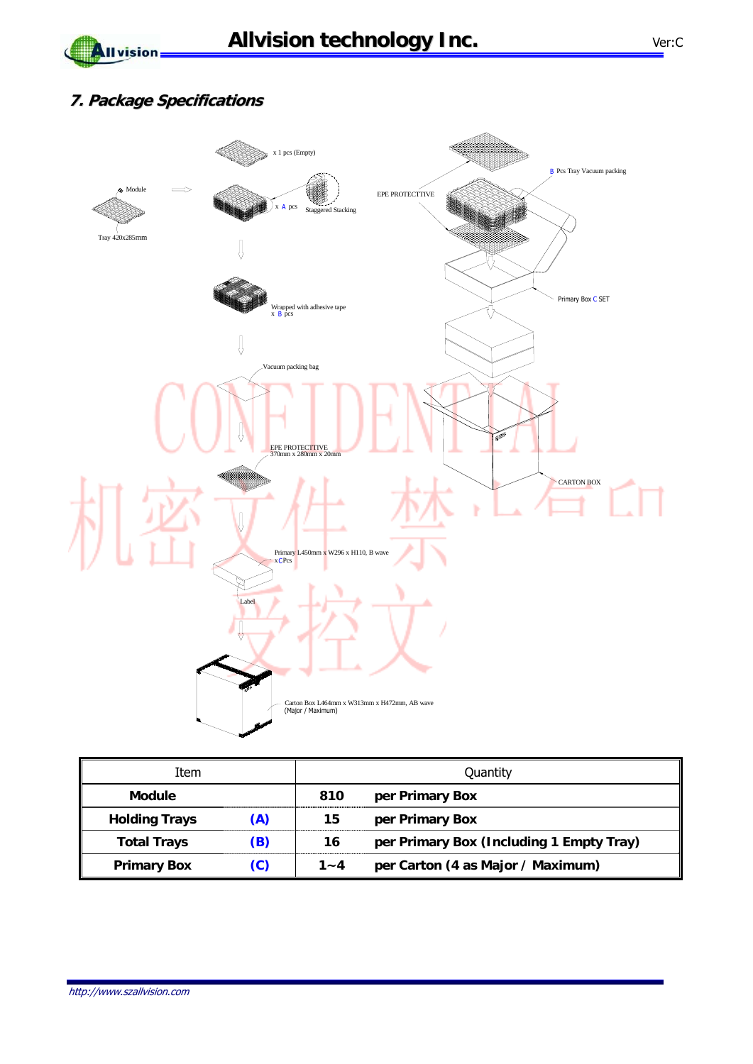## 7. Package Specifications

x 1 pcs (Empty)

Module

Tray 420x285mm

x A pcs

Staggered Stacking

EPE PROTECTTIVE

B Pcs Tray Vacuum packing

Wrapped with adhesive tape
x B pcs

Primary Box C SET

Vacuum packing bag

EPE PROTECTTIVE
370mm x 280mm x 20mm

CARTON BOX

Primary L450mm x W296 x H110, B wave
x C Pcs

Label

Carton Box L464mm x W313mm x H472mm, AB wave
(Major / Maximum)

| Item | | Quantity | |
|---|---|---|---|
| **Module** | | **810** | **per Primary Box** |
| **Holding Trays** | **(A)** | **15** | **per Primary Box** |
| **Total Trays** | **(B)** | **16** | **per Primary Box (Including 1 Empty Tray)** |
| **Primary Box** | **(C)** | **1~4** | **per Carton (4 as Major / Maximum)** |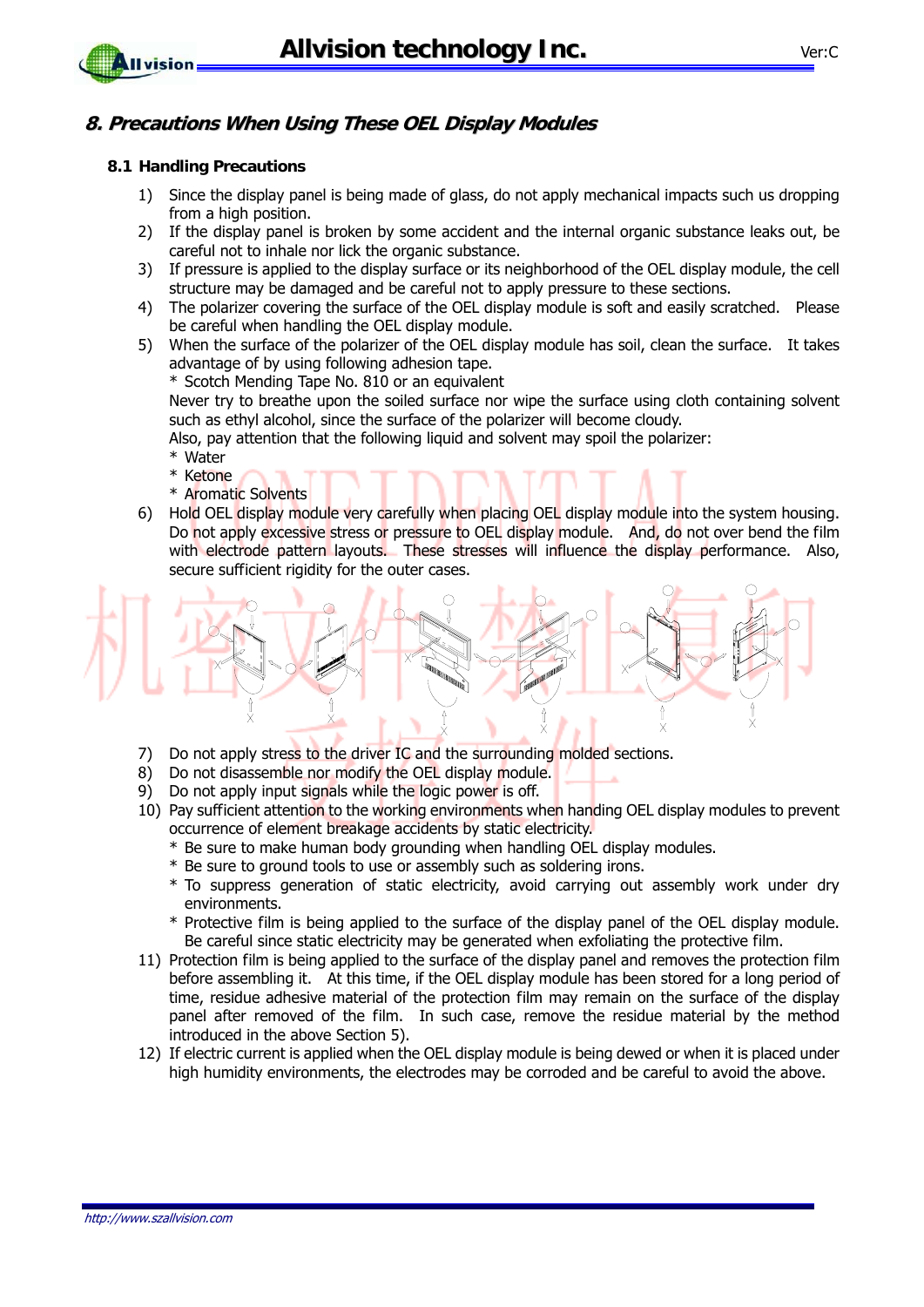## 8. Precautions When Using These OEL Display Modules

### 8.1 Handling Precautions

1) Since the display panel is being made of glass, do not apply mechanical impacts such us dropping from a high position.
2) If the display panel is broken by some accident and the internal organic substance leaks out, be careful not to inhale nor lick the organic substance.
3) If pressure is applied to the display surface or its neighborhood of the OEL display module, the cell structure may be damaged and be careful not to apply pressure to these sections.
4) The polarizer covering the surface of the OEL display module is soft and easily scratched. Please be careful when handling the OEL display module.
5) When the surface of the polarizer of the OEL display module has soil, clean the surface. It takes advantage of by using following adhesion tape.
   * Scotch Mending Tape No. 810 or an equivalent
   
   Never try to breathe upon the soiled surface nor wipe the surface using cloth containing solvent such as ethyl alcohol, since the surface of the polarizer will become cloudy.
   
   Also, pay attention that the following liquid and solvent may spoil the polarizer:
   * Water
   * Ketone
   * Aromatic Solvents
6) Hold OEL display module very carefully when placing OEL display module into the system housing. Do not apply excessive stress or pressure to OEL display module. And, do not over bend the film with electrode pattern layouts. These stresses will influence the display performance. Also, secure sufficient rigidity for the outer cases.
7) Do not apply stress to the driver IC and the surrounding molded sections.
8) Do not disassemble nor modify the OEL display module.
9) Do not apply input signals while the logic power is off.
10) Pay sufficient attention to the working environments when handing OEL display modules to prevent occurrence of element breakage accidents by static electricity.
    * Be sure to make human body grounding when handling OEL display modules.
    * Be sure to ground tools to use or assembly such as soldering irons.
    * To suppress generation of static electricity, avoid carrying out assembly work under dry environments.
    * Protective film is being applied to the surface of the display panel of the OEL display module. Be careful since static electricity may be generated when exfoliating the protective film.
11) Protection film is being applied to the surface of the display panel and removes the protection film before assembling it. At this time, if the OEL display module has been stored for a long period of time, residue adhesive material of the protection film may remain on the surface of the display panel after removed of the film. In such case, remove the residue material by the method introduced in the above Section 5).
12) If electric current is applied when the OEL display module is being dewed or when it is placed under high humidity environments, the electrodes may be corroded and be careful to avoid the above.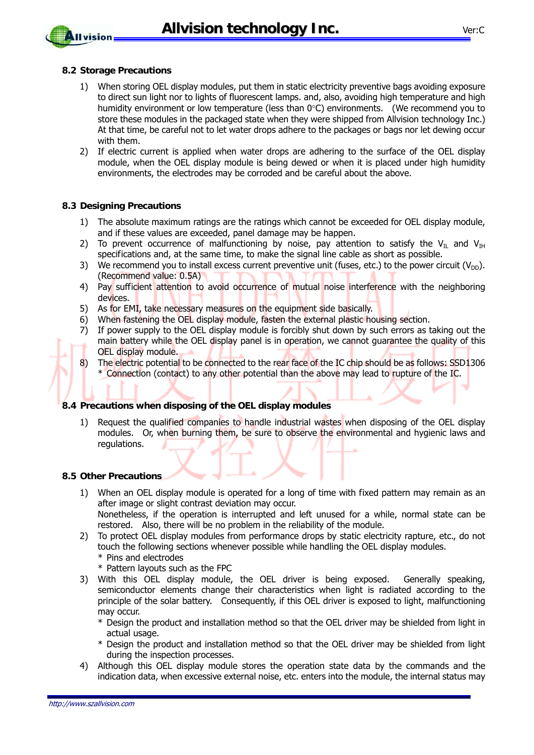## 8.2 Storage Precautions

1) When storing OEL display modules, put them in static electricity preventive bags avoiding exposure to direct sun light nor to lights of fluorescent lamps. and, also, avoiding high temperature and high humidity environment or low temperature (less than 0°C) environments. (We recommend you to store these modules in the packaged state when they were shipped from Allvision technology Inc.) At that time, be careful not to let water drops adhere to the packages or bags nor let dewing occur with them.
2) If electric current is applied when water drops are adhering to the surface of the OEL display module, when the OEL display module is being dewed or when it is placed under high humidity environments, the electrodes may be corroded and be careful about the above.

## 8.3 Designing Precautions

1) The absolute maximum ratings are the ratings which cannot be exceeded for OEL display module, and if these values are exceeded, panel damage may be happen.
2) To prevent occurrence of malfunctioning by noise, pay attention to satisfy the $V_{IL}$ and $V_{IH}$ specifications and, at the same time, to make the signal line cable as short as possible.
3) We recommend you to install excess current preventive unit (fuses, etc.) to the power circuit ($V_{DD}$). (Recommend value: 0.5A)
4) Pay sufficient attention to avoid occurrence of mutual noise interference with the neighboring devices.
5) As for EMI, take necessary measures on the equipment side basically.
6) When fastening the OEL display module, fasten the external plastic housing section.
7) If power supply to the OEL display module is forcibly shut down by such errors as taking out the main battery while the OEL display panel is in operation, we cannot guarantee the quality of this OEL display module.
8) The electric potential to be connected to the rear face of the IC chip should be as follows: SSD1306
   * Connection (contact) to any other potential than the above may lead to rupture of the IC.

## 8.4 Precautions when disposing of the OEL display modules

1) Request the qualified companies to handle industrial wastes when disposing of the OEL display modules. Or, when burning them, be sure to observe the environmental and hygienic laws and regulations.

## 8.5 Other Precautions

1) When an OEL display module is operated for a long of time with fixed pattern may remain as an after image or slight contrast deviation may occur.
   Nonetheless, if the operation is interrupted and left unused for a while, normal state can be restored. Also, there will be no problem in the reliability of the module.
2) To protect OEL display modules from performance drops by static electricity rapture, etc., do not touch the following sections whenever possible while handling the OEL display modules.
   * Pins and electrodes
   * Pattern layouts such as the FPC
3) With this OEL display module, the OEL driver is being exposed. Generally speaking, semiconductor elements change their characteristics when light is radiated according to the principle of the solar battery. Consequently, if this OEL driver is exposed to light, malfunctioning may occur.
   * Design the product and installation method so that the OEL driver may be shielded from light in actual usage.
   * Design the product and installation method so that the OEL driver may be shielded from light during the inspection processes.
4) Although this OEL display module stores the operation state data by the commands and the indication data, when excessive external noise, etc. enters into the module, the internal status may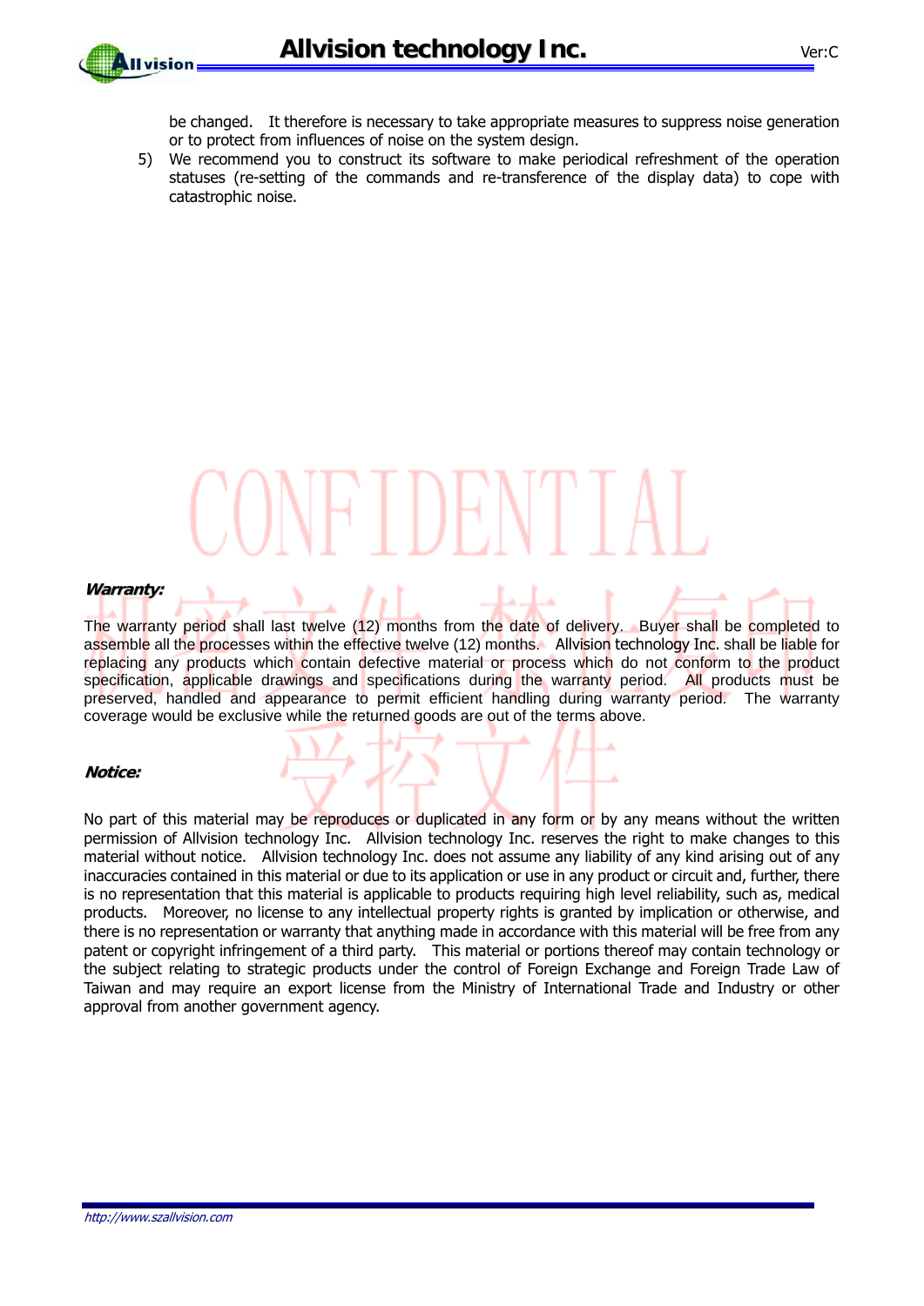be changed. It therefore is necessary to take appropriate measures to suppress noise generation or to protect from influences of noise on the system design.

5) We recommend you to construct its software to make periodical refreshment of the operation statuses (re-setting of the commands and re-transference of the display data) to cope with catastrophic noise.

***Warranty:***

The warranty period shall last twelve (12) months from the date of delivery. Buyer shall be completed to assemble all the processes within the effective twelve (12) months. Allvision technology Inc. shall be liable for replacing any products which contain defective material or process which do not conform to the product specification, applicable drawings and specifications during the warranty period. All products must be preserved, handled and appearance to permit efficient handling during warranty period. The warranty coverage would be exclusive while the returned goods are out of the terms above.

***Notice:***

No part of this material may be reproduces or duplicated in any form or by any means without the written permission of Allvision technology Inc. Allvision technology Inc. reserves the right to make changes to this material without notice. Allvision technology Inc. does not assume any liability of any kind arising out of any inaccuracies contained in this material or due to its application or use in any product or circuit and, further, there is no representation that this material is applicable to products requiring high level reliability, such as, medical products. Moreover, no license to any intellectual property rights is granted by implication or otherwise, and there is no representation or warranty that anything made in accordance with this material will be free from any patent or copyright infringement of a third party. This material or portions thereof may contain technology or the subject relating to strategic products under the control of Foreign Exchange and Foreign Trade Law of Taiwan and may require an export license from the Ministry of International Trade and Industry or other approval from another government agency.